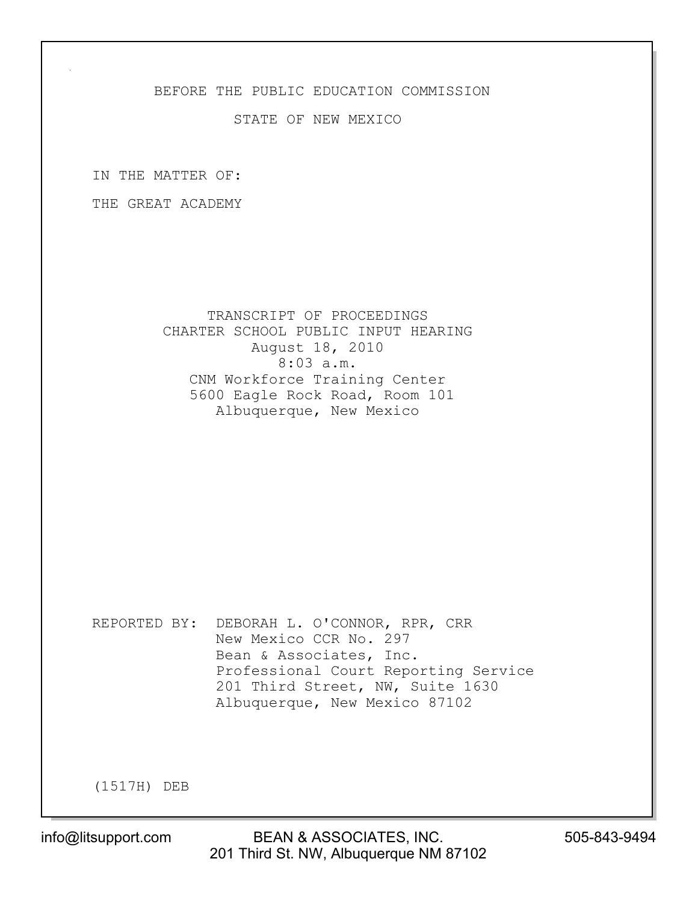BEFORE THE PUBLIC EDUCATION COMMISSION

STATE OF NEW MEXICO

IN THE MATTER OF:

THE GREAT ACADEMY

TRANSCRIPT OF PROCEEDINGS
CHARTER SCHOOL PUBLIC INPUT HEARING
August 18, 2010
8:03 a.m.
CNM Workforce Training Center
5600 Eagle Rock Road, Room 101
Albuquerque, New Mexico

REPORTED BY: DEBORAH L. O'CONNOR, RPR, CRR
New Mexico CCR No. 297
Bean & Associates, Inc.
Professional Court Reporting Service
201 Third Street, NW, Suite 1630
Albuquerque, New Mexico 87102

(1517H) DEB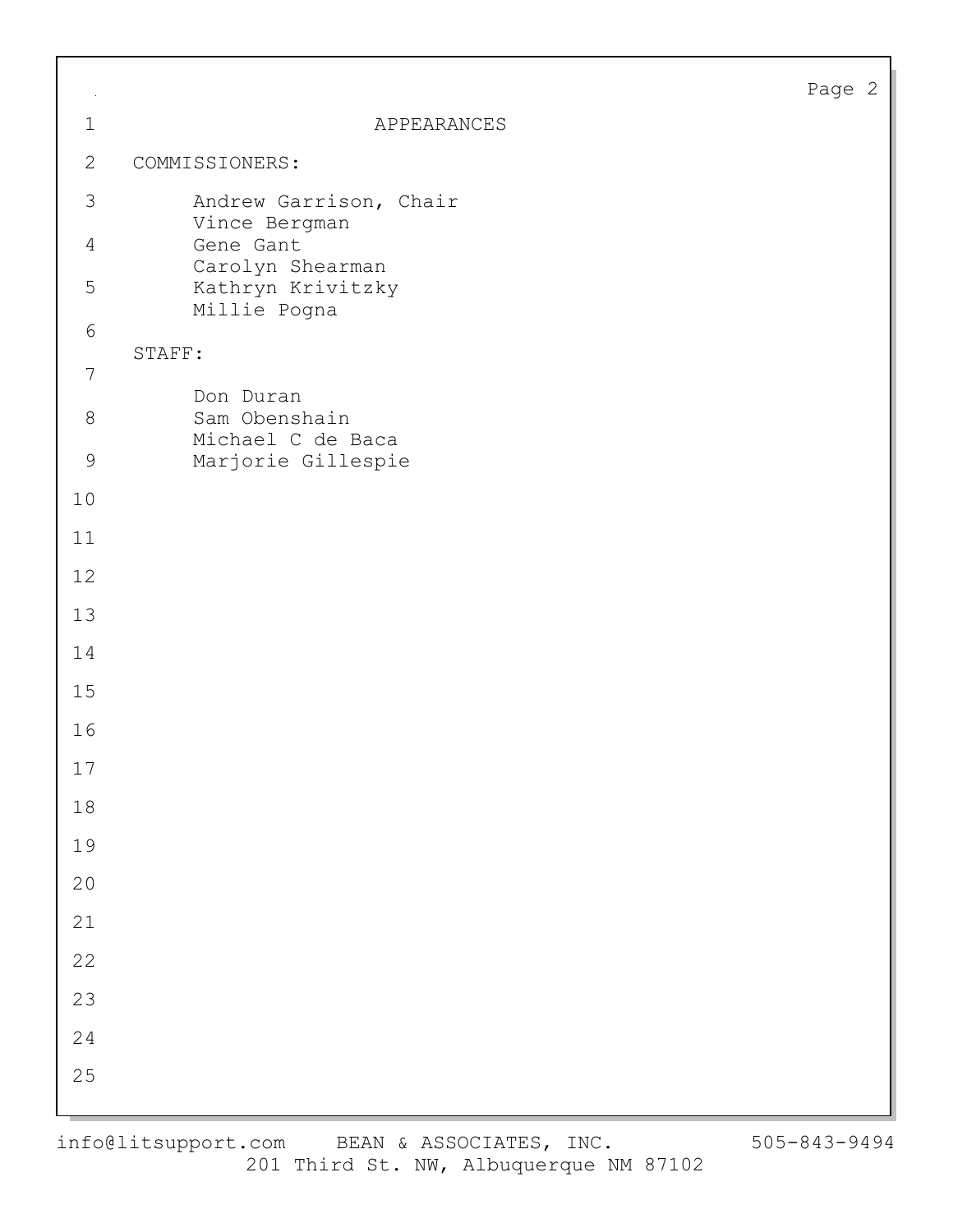# APPEARANCES

COMMISSIONERS:

- Andrew Garrison, Chair
- Vince Bergman
- Gene Gant
- Carolyn Shearman
- Kathryn Krivitzky
- Millie Pogna

STAFF:

- Don Duran
- Sam Obenshain
- Michael C de Baca
- Marjorie Gillespie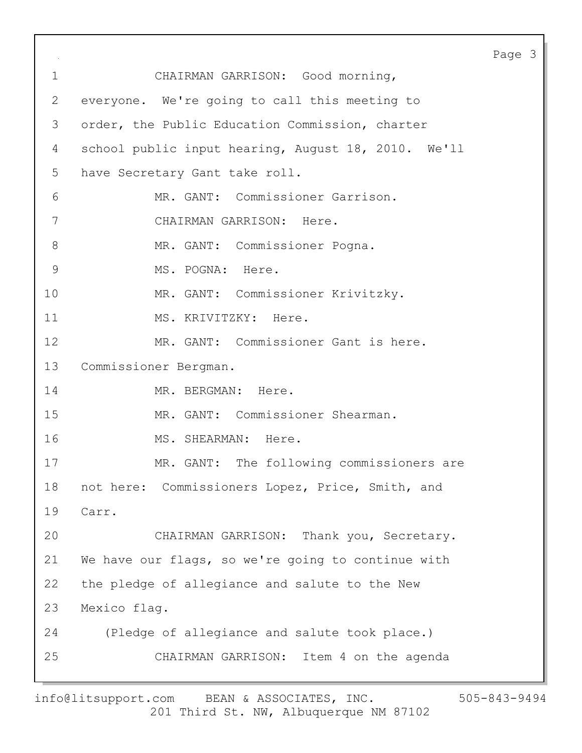CHAIRMAN GARRISON: Good morning, everyone. We're going to call this meeting to order, the Public Education Commission, charter school public input hearing, August 18, 2010. We'll have Secretary Gant take roll.

MR. GANT: Commissioner Garrison.

CHAIRMAN GARRISON: Here.

MR. GANT: Commissioner Pogna.

MS. POGNA: Here.

MR. GANT: Commissioner Krivitzky.

MS. KRIVITZKY: Here.

MR. GANT: Commissioner Gant is here. Commissioner Bergman.

MR. BERGMAN: Here.

MR. GANT: Commissioner Shearman.

MS. SHEARMAN: Here.

MR. GANT: The following commissioners are not here: Commissioners Lopez, Price, Smith, and Carr.

CHAIRMAN GARRISON: Thank you, Secretary. We have our flags, so we're going to continue with the pledge of allegiance and salute to the New Mexico flag.

(Pledge of allegiance and salute took place.)

CHAIRMAN GARRISON: Item 4 on the agenda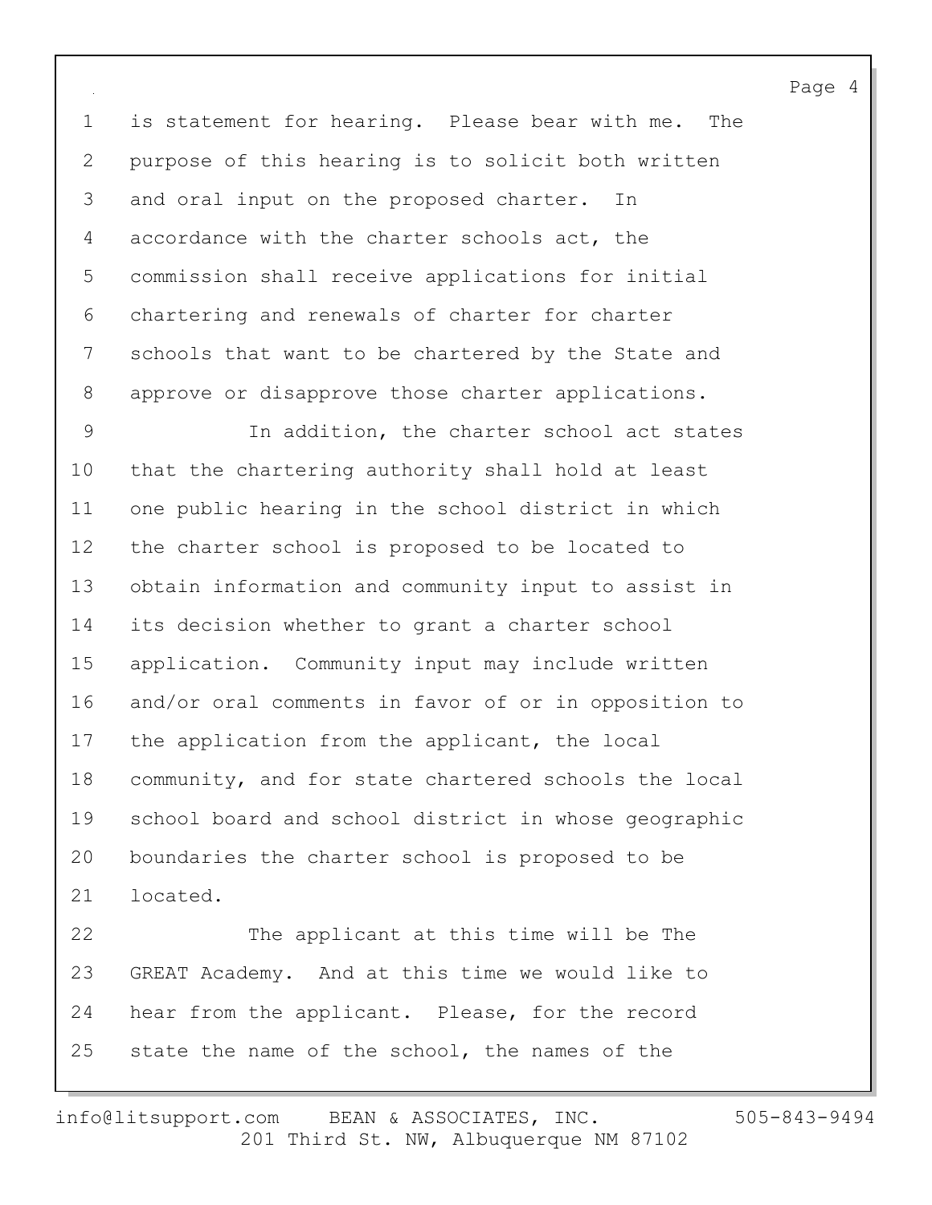is statement for hearing. Please bear with me. The purpose of this hearing is to solicit both written and oral input on the proposed charter. In accordance with the charter schools act, the commission shall receive applications for initial chartering and renewals of charter for charter schools that want to be chartered by the State and approve or disapprove those charter applications.

In addition, the charter school act states that the chartering authority shall hold at least one public hearing in the school district in which the charter school is proposed to be located to obtain information and community input to assist in its decision whether to grant a charter school application. Community input may include written and/or oral comments in favor of or in opposition to the application from the applicant, the local community, and for state chartered schools the local school board and school district in whose geographic boundaries the charter school is proposed to be located.

The applicant at this time will be The GREAT Academy. And at this time we would like to hear from the applicant. Please, for the record state the name of the school, the names of the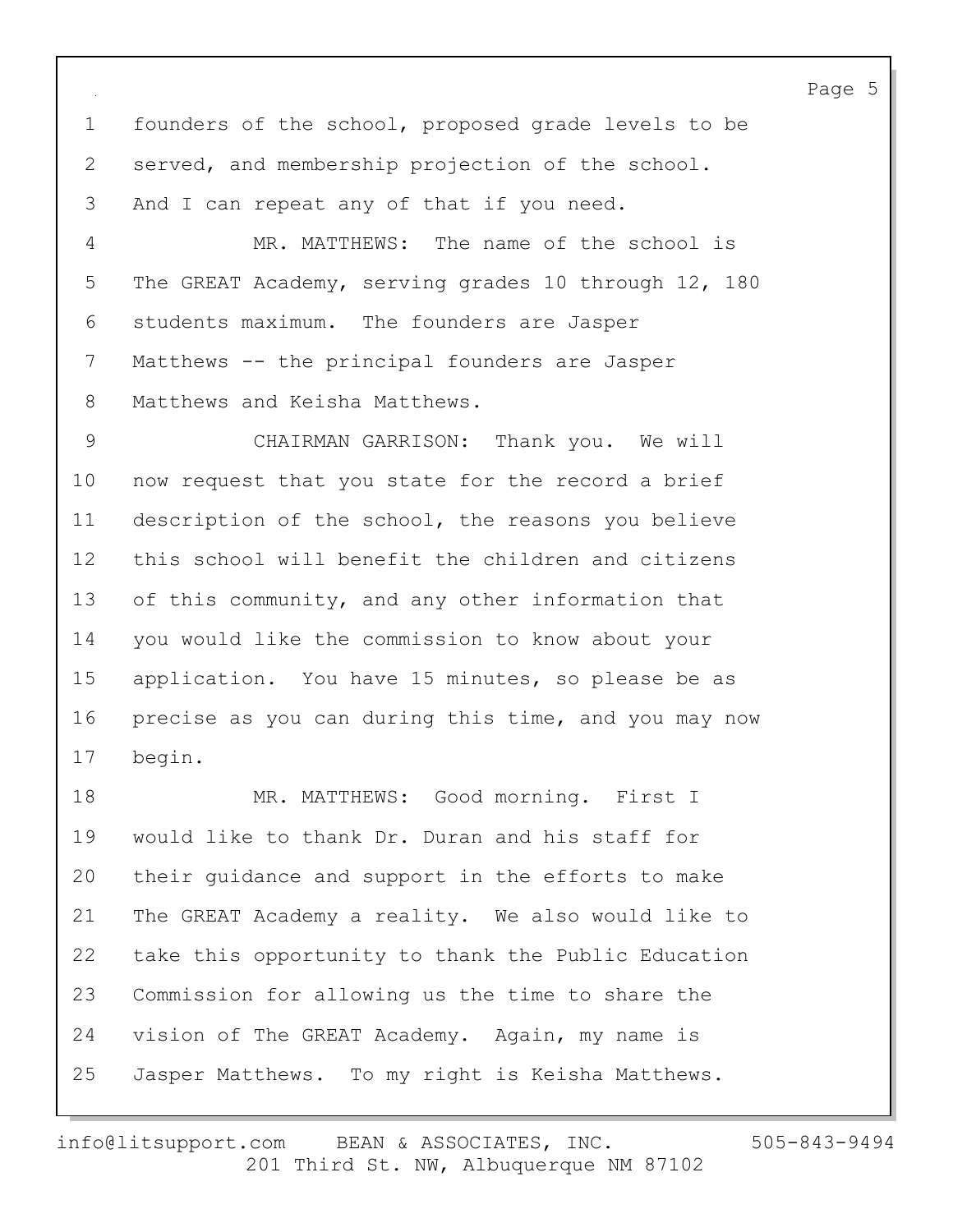founders of the school, proposed grade levels to be served, and membership projection of the school. And I can repeat any of that if you need.

MR. MATTHEWS: The name of the school is The GREAT Academy, serving grades 10 through 12, 180 students maximum. The founders are Jasper Matthews -- the principal founders are Jasper Matthews and Keisha Matthews.

CHAIRMAN GARRISON: Thank you. We will now request that you state for the record a brief description of the school, the reasons you believe this school will benefit the children and citizens of this community, and any other information that you would like the commission to know about your application. You have 15 minutes, so please be as precise as you can during this time, and you may now begin.

MR. MATTHEWS: Good morning. First I would like to thank Dr. Duran and his staff for their guidance and support in the efforts to make The GREAT Academy a reality. We also would like to take this opportunity to thank the Public Education Commission for allowing us the time to share the vision of The GREAT Academy. Again, my name is Jasper Matthews. To my right is Keisha Matthews.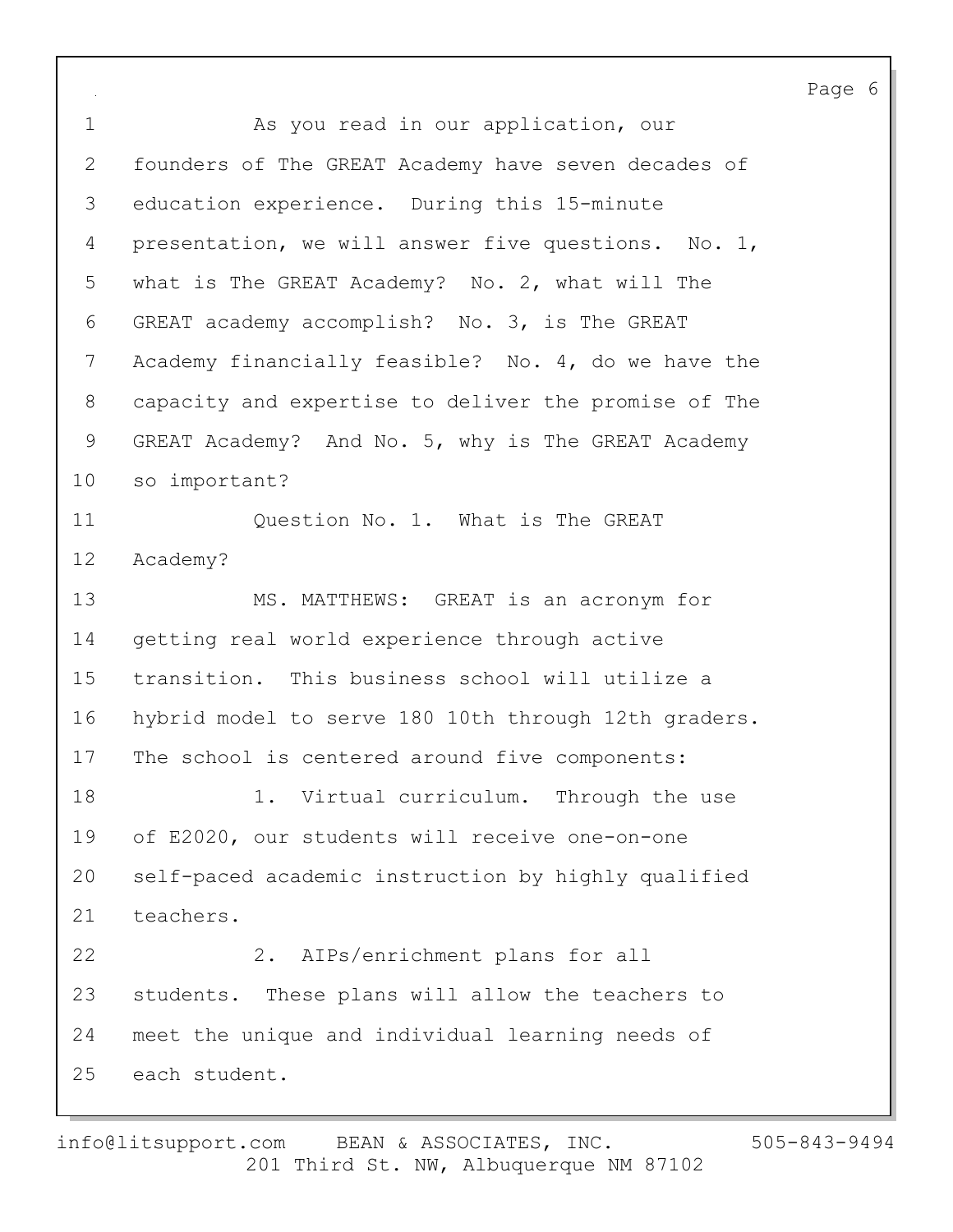As you read in our application, our founders of The GREAT Academy have seven decades of education experience. During this 15-minute presentation, we will answer five questions. No. 1, what is The GREAT Academy? No. 2, what will The GREAT academy accomplish? No. 3, is The GREAT Academy financially feasible? No. 4, do we have the capacity and expertise to deliver the promise of The GREAT Academy? And No. 5, why is The GREAT Academy so important?

Question No. 1. What is The GREAT Academy?

MS. MATTHEWS: GREAT is an acronym for getting real world experience through active transition. This business school will utilize a hybrid model to serve 180 10th through 12th graders. The school is centered around five components:

1. Virtual curriculum. Through the use of E2020, our students will receive one-on-one self-paced academic instruction by highly qualified teachers.

2. AIPs/enrichment plans for all students. These plans will allow the teachers to meet the unique and individual learning needs of each student.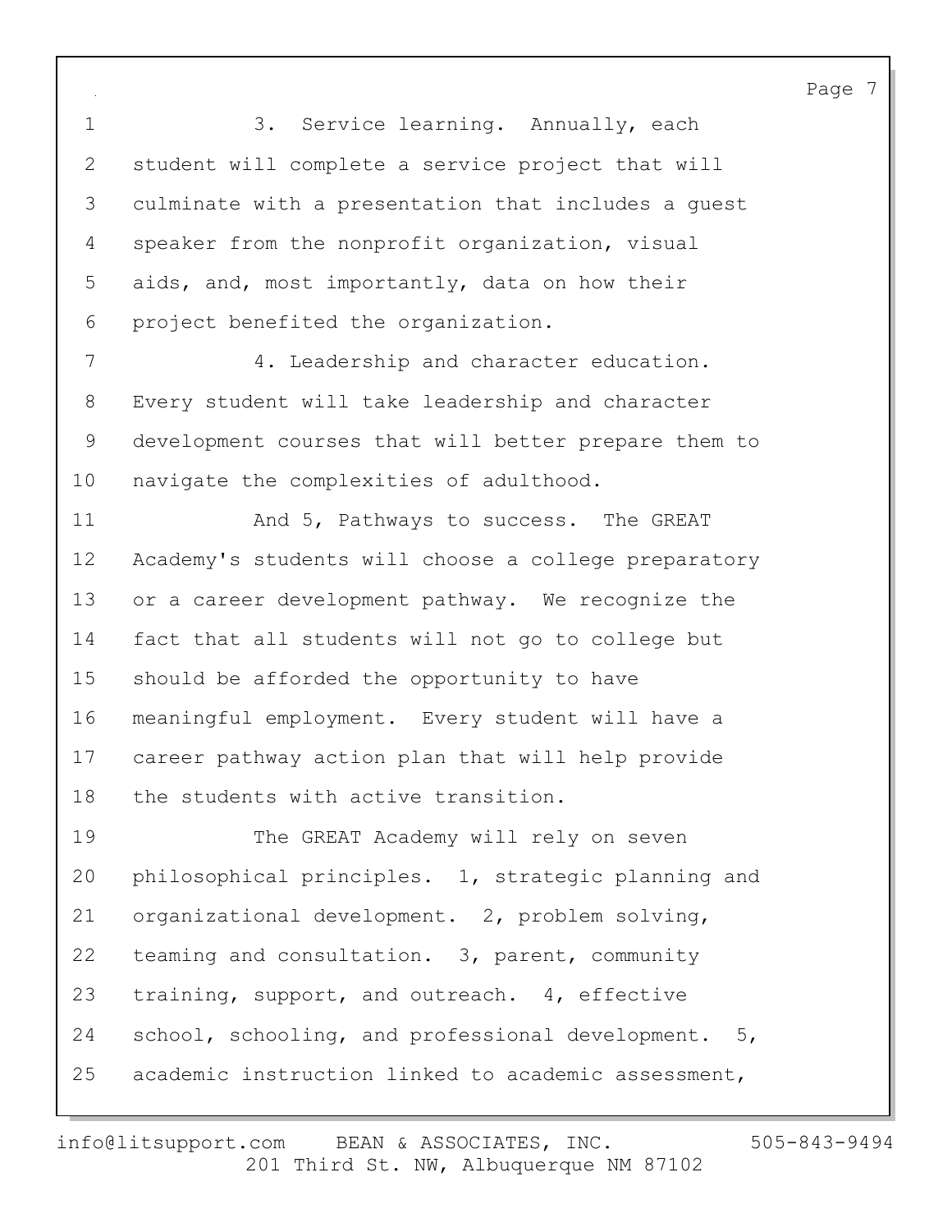3. Service learning. Annually, each student will complete a service project that will culminate with a presentation that includes a guest speaker from the nonprofit organization, visual aids, and, most importantly, data on how their project benefited the organization.

4. Leadership and character education. Every student will take leadership and character development courses that will better prepare them to navigate the complexities of adulthood.

And 5, Pathways to success. The GREAT Academy's students will choose a college preparatory or a career development pathway. We recognize the fact that all students will not go to college but should be afforded the opportunity to have meaningful employment. Every student will have a career pathway action plan that will help provide the students with active transition.

The GREAT Academy will rely on seven philosophical principles. 1, strategic planning and organizational development. 2, problem solving, teaming and consultation. 3, parent, community training, support, and outreach. 4, effective school, schooling, and professional development. 5, academic instruction linked to academic assessment,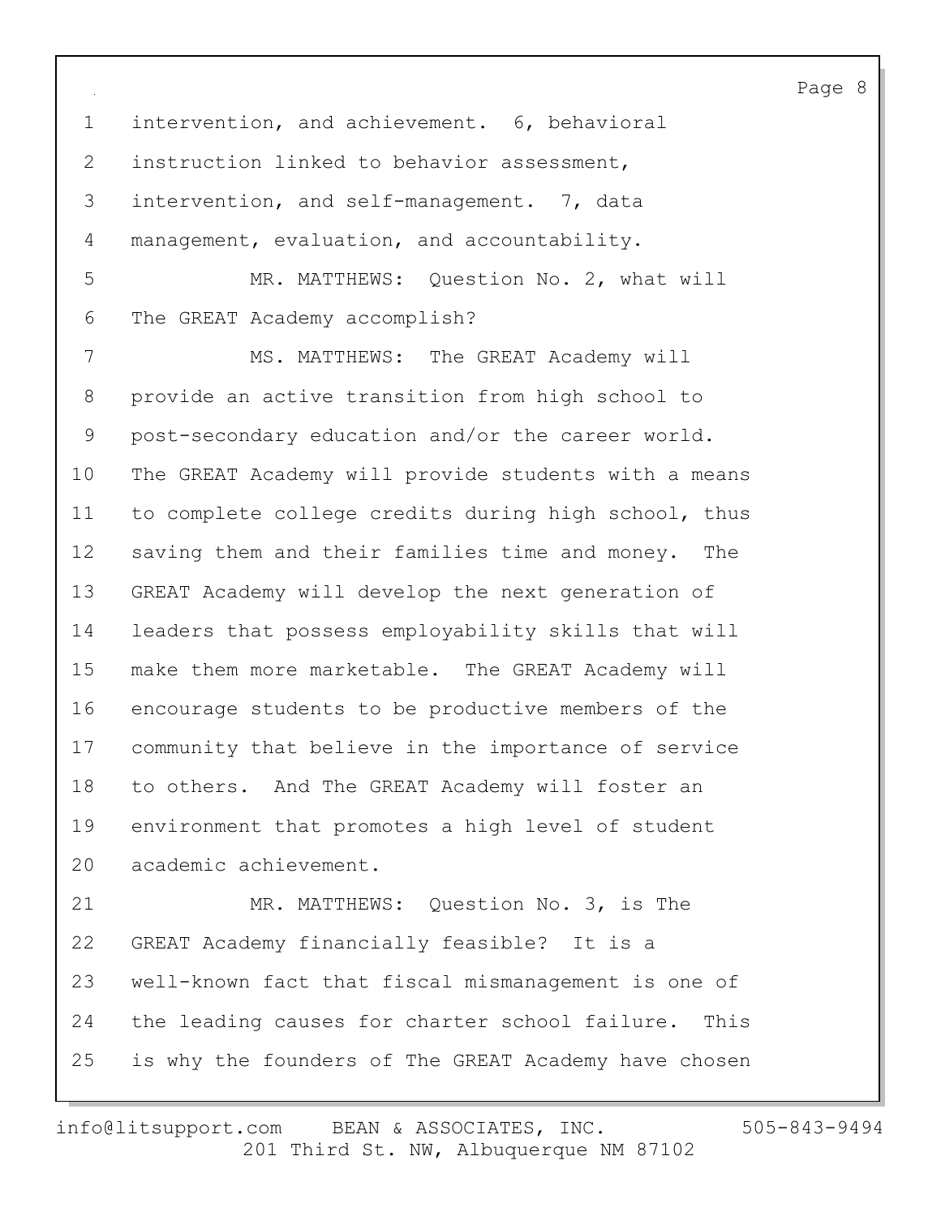intervention, and achievement. 6, behavioral instruction linked to behavior assessment, intervention, and self-management. 7, data management, evaluation, and accountability.

MR. MATTHEWS: Question No. 2, what will The GREAT Academy accomplish?

MS. MATTHEWS: The GREAT Academy will provide an active transition from high school to post-secondary education and/or the career world. The GREAT Academy will provide students with a means to complete college credits during high school, thus saving them and their families time and money. The GREAT Academy will develop the next generation of leaders that possess employability skills that will make them more marketable. The GREAT Academy will encourage students to be productive members of the community that believe in the importance of service to others. And The GREAT Academy will foster an environment that promotes a high level of student academic achievement.

MR. MATTHEWS: Question No. 3, is The GREAT Academy financially feasible? It is a well-known fact that fiscal mismanagement is one of the leading causes for charter school failure. This is why the founders of The GREAT Academy have chosen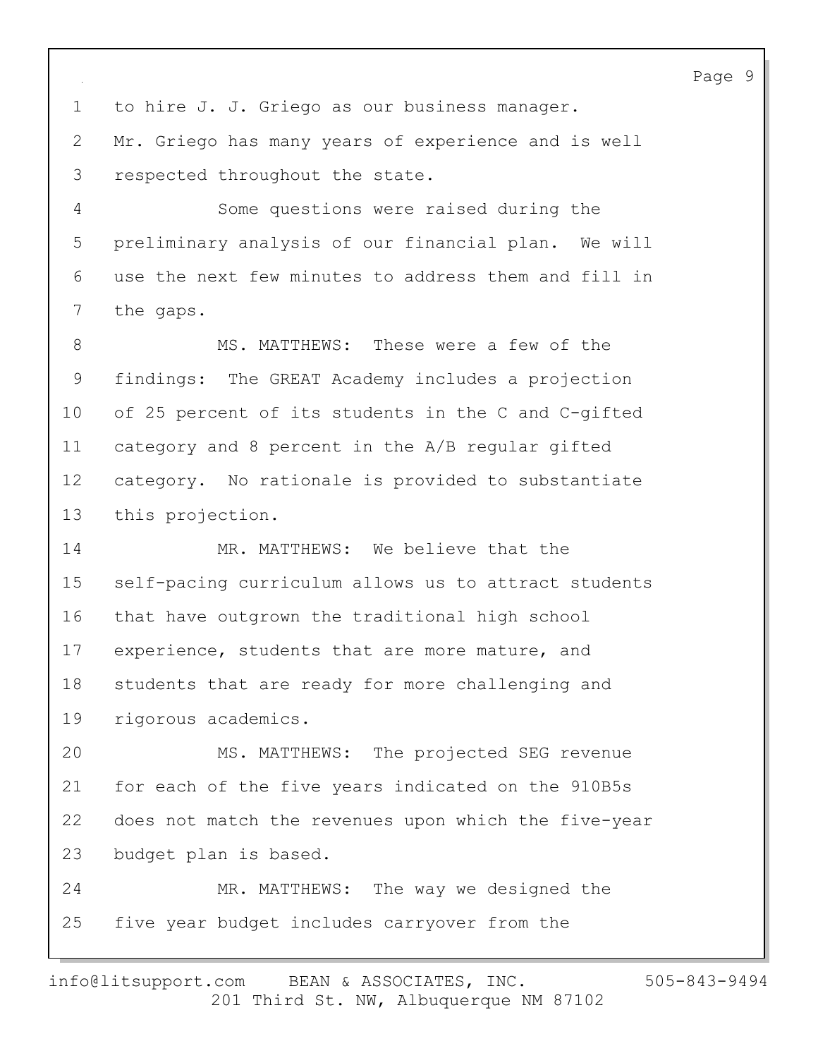to hire J. J. Griego as our business manager. Mr. Griego has many years of experience and is well respected throughout the state.

Some questions were raised during the preliminary analysis of our financial plan. We will use the next few minutes to address them and fill in the gaps.

MS. MATTHEWS: These were a few of the findings: The GREAT Academy includes a projection of 25 percent of its students in the C and C-gifted category and 8 percent in the A/B regular gifted category. No rationale is provided to substantiate this projection.

MR. MATTHEWS: We believe that the self-pacing curriculum allows us to attract students that have outgrown the traditional high school experience, students that are more mature, and students that are ready for more challenging and rigorous academics.

MS. MATTHEWS: The projected SEG revenue for each of the five years indicated on the 910B5s does not match the revenues upon which the five-year budget plan is based.

MR. MATTHEWS: The way we designed the five year budget includes carryover from the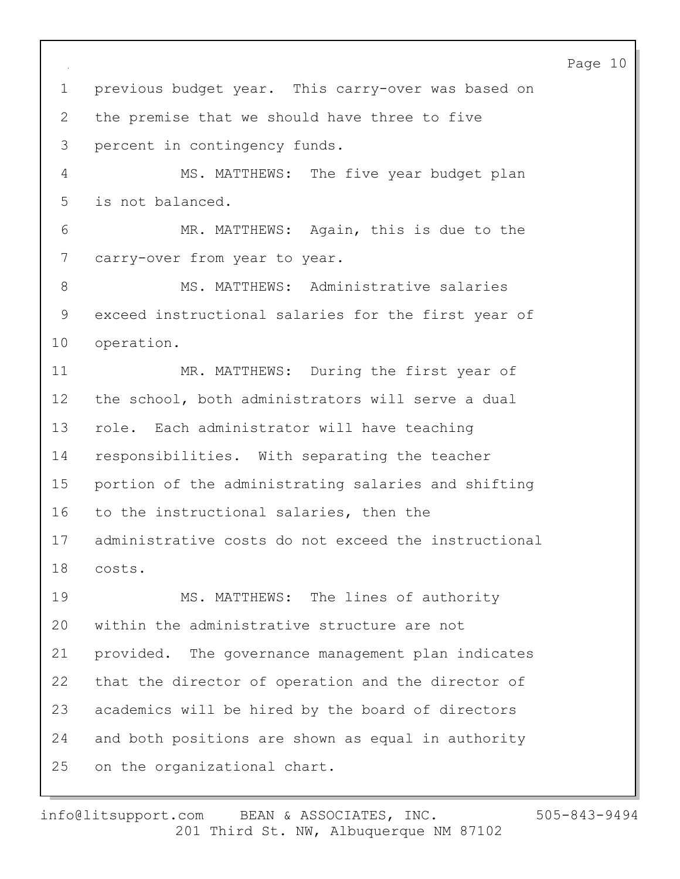previous budget year. This carry-over was based on the premise that we should have three to five percent in contingency funds.

MS. MATTHEWS: The five year budget plan is not balanced.

MR. MATTHEWS: Again, this is due to the carry-over from year to year.

MS. MATTHEWS: Administrative salaries exceed instructional salaries for the first year of operation.

MR. MATTHEWS: During the first year of the school, both administrators will serve a dual role. Each administrator will have teaching responsibilities. With separating the teacher portion of the administrating salaries and shifting to the instructional salaries, then the administrative costs do not exceed the instructional costs.

MS. MATTHEWS: The lines of authority within the administrative structure are not provided. The governance management plan indicates that the director of operation and the director of academics will be hired by the board of directors and both positions are shown as equal in authority on the organizational chart.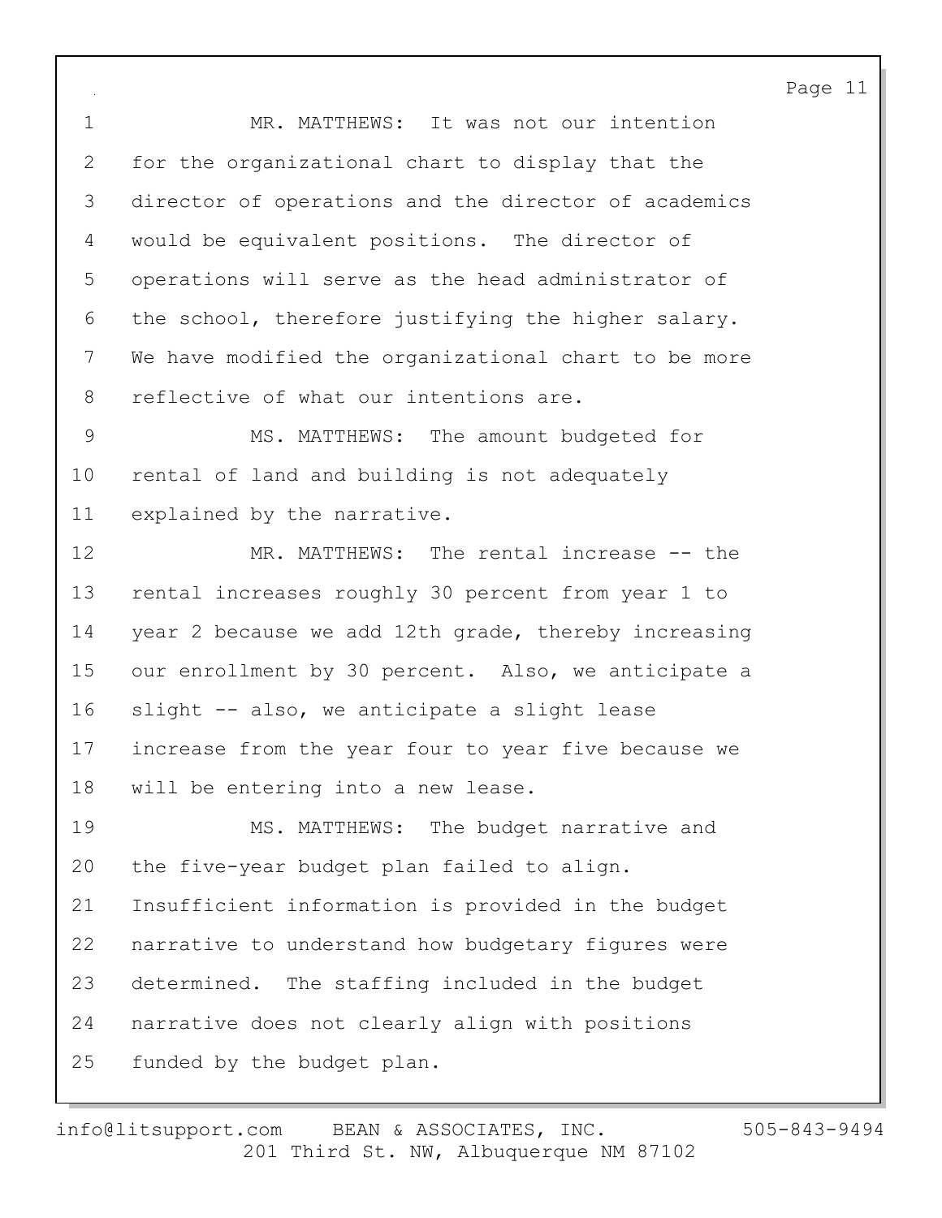MR. MATTHEWS: It was not our intention for the organizational chart to display that the director of operations and the director of academics would be equivalent positions. The director of operations will serve as the head administrator of the school, therefore justifying the higher salary. We have modified the organizational chart to be more reflective of what our intentions are.

MS. MATTHEWS: The amount budgeted for rental of land and building is not adequately explained by the narrative.

MR. MATTHEWS: The rental increase -- the rental increases roughly 30 percent from year 1 to year 2 because we add 12th grade, thereby increasing our enrollment by 30 percent. Also, we anticipate a slight -- also, we anticipate a slight lease increase from the year four to year five because we will be entering into a new lease.

MS. MATTHEWS: The budget narrative and the five-year budget plan failed to align. Insufficient information is provided in the budget narrative to understand how budgetary figures were determined. The staffing included in the budget narrative does not clearly align with positions funded by the budget plan.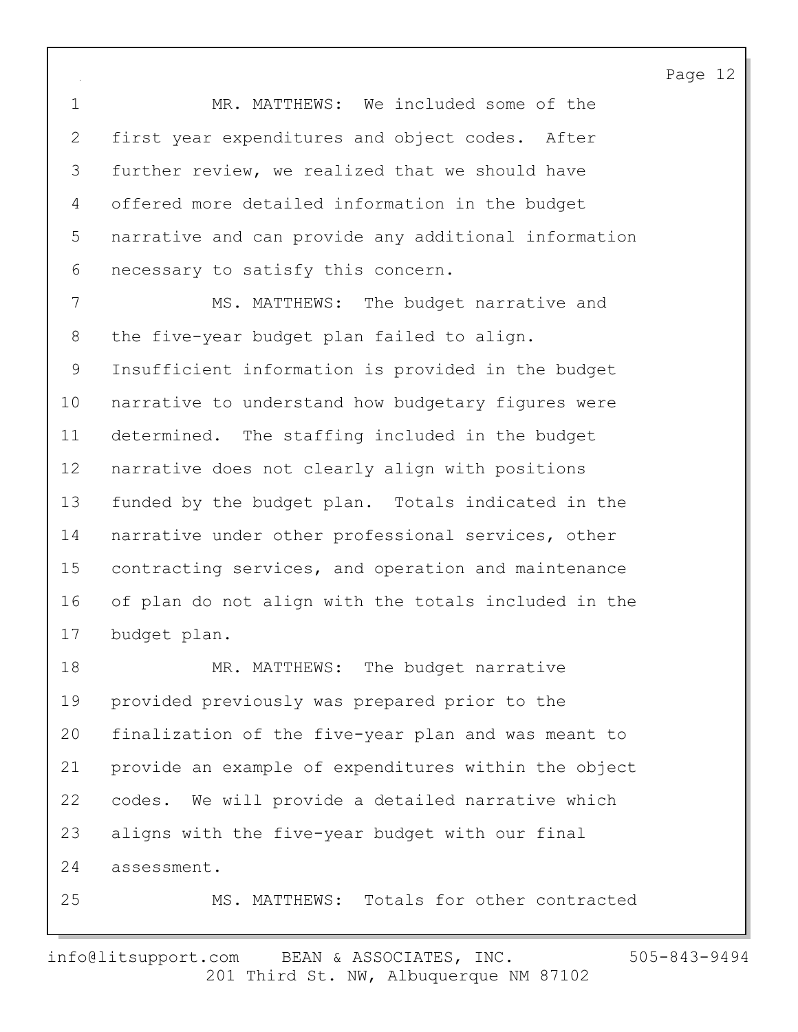MR. MATTHEWS: We included some of the first year expenditures and object codes. After further review, we realized that we should have offered more detailed information in the budget narrative and can provide any additional information necessary to satisfy this concern.

MS. MATTHEWS: The budget narrative and the five-year budget plan failed to align. Insufficient information is provided in the budget narrative to understand how budgetary figures were determined. The staffing included in the budget narrative does not clearly align with positions funded by the budget plan. Totals indicated in the narrative under other professional services, other contracting services, and operation and maintenance of plan do not align with the totals included in the budget plan.

MR. MATTHEWS: The budget narrative provided previously was prepared prior to the finalization of the five-year plan and was meant to provide an example of expenditures within the object codes. We will provide a detailed narrative which aligns with the five-year budget with our final assessment.

MS. MATTHEWS: Totals for other contracted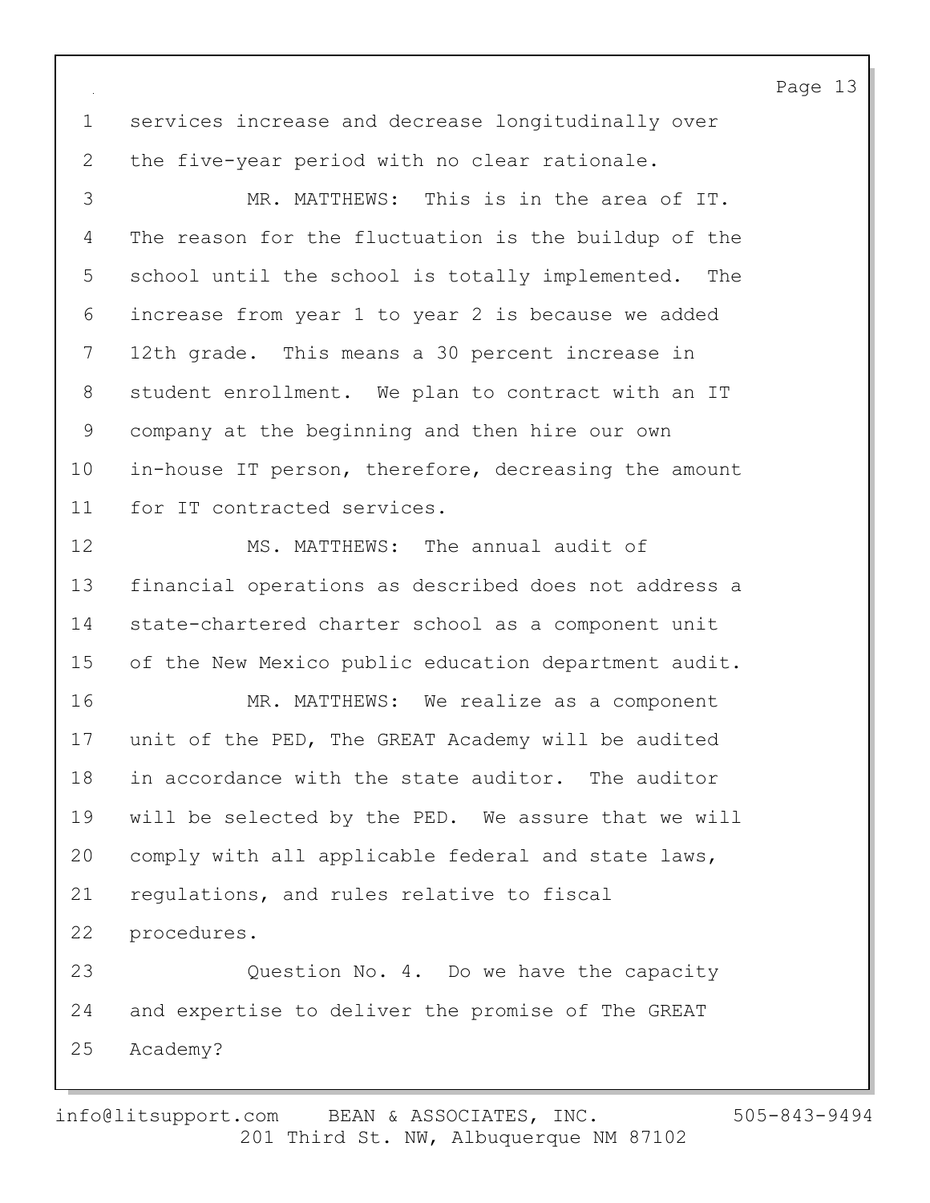services increase and decrease longitudinally over the five-year period with no clear rationale.

MR. MATTHEWS: This is in the area of IT. The reason for the fluctuation is the buildup of the school until the school is totally implemented. The increase from year 1 to year 2 is because we added 12th grade. This means a 30 percent increase in student enrollment. We plan to contract with an IT company at the beginning and then hire our own in-house IT person, therefore, decreasing the amount for IT contracted services.

MS. MATTHEWS: The annual audit of financial operations as described does not address a state-chartered charter school as a component unit of the New Mexico public education department audit.

MR. MATTHEWS: We realize as a component unit of the PED, The GREAT Academy will be audited in accordance with the state auditor. The auditor will be selected by the PED. We assure that we will comply with all applicable federal and state laws, regulations, and rules relative to fiscal procedures.

Question No. 4. Do we have the capacity and expertise to deliver the promise of The GREAT Academy?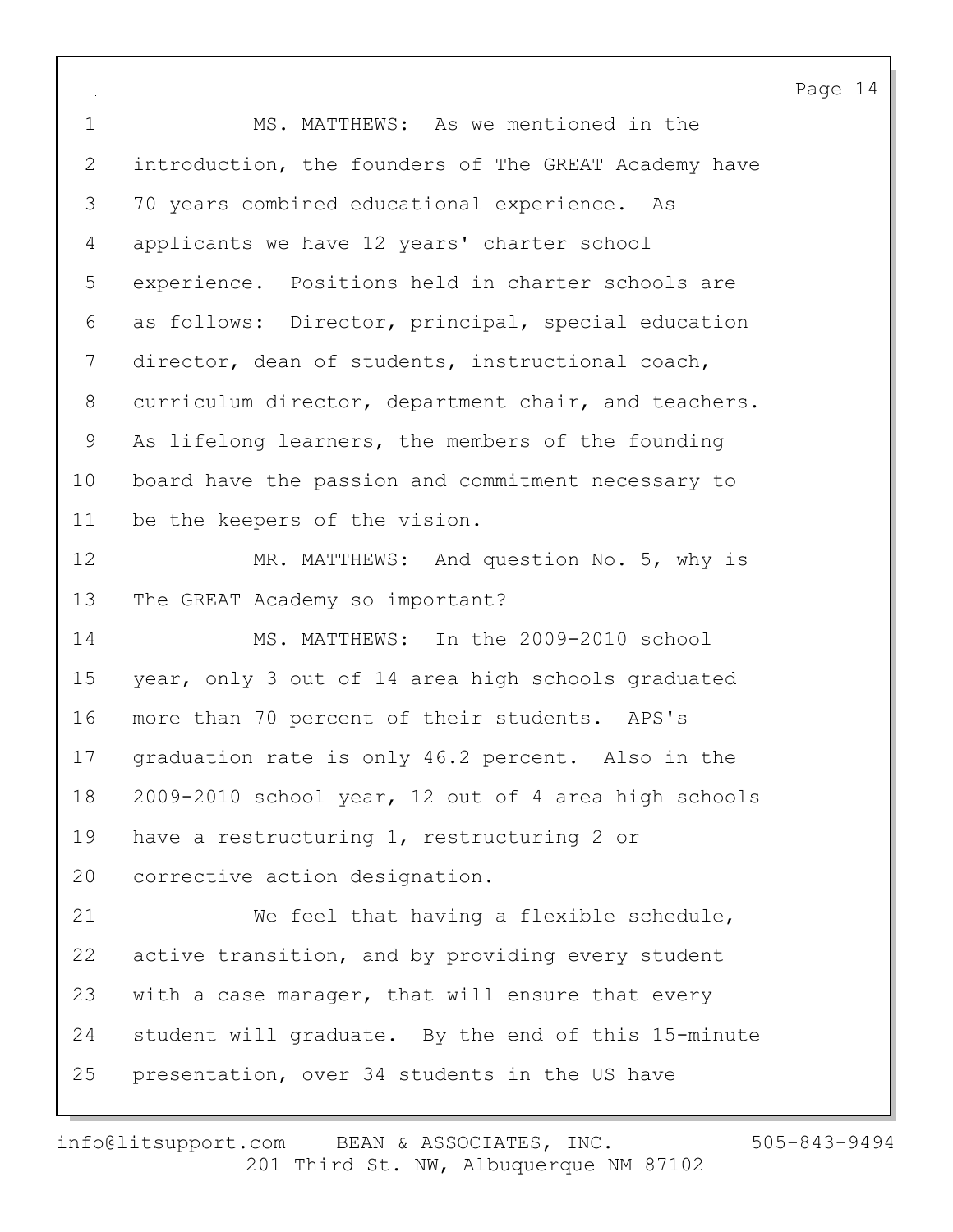MS. MATTHEWS: As we mentioned in the introduction, the founders of The GREAT Academy have 70 years combined educational experience. As applicants we have 12 years' charter school experience. Positions held in charter schools are as follows: Director, principal, special education director, dean of students, instructional coach, curriculum director, department chair, and teachers. As lifelong learners, the members of the founding board have the passion and commitment necessary to be the keepers of the vision.

MR. MATTHEWS: And question No. 5, why is The GREAT Academy so important?

MS. MATTHEWS: In the 2009-2010 school year, only 3 out of 14 area high schools graduated more than 70 percent of their students. APS's graduation rate is only 46.2 percent. Also in the 2009-2010 school year, 12 out of 4 area high schools have a restructuring 1, restructuring 2 or corrective action designation.

We feel that having a flexible schedule, active transition, and by providing every student with a case manager, that will ensure that every student will graduate. By the end of this 15-minute presentation, over 34 students in the US have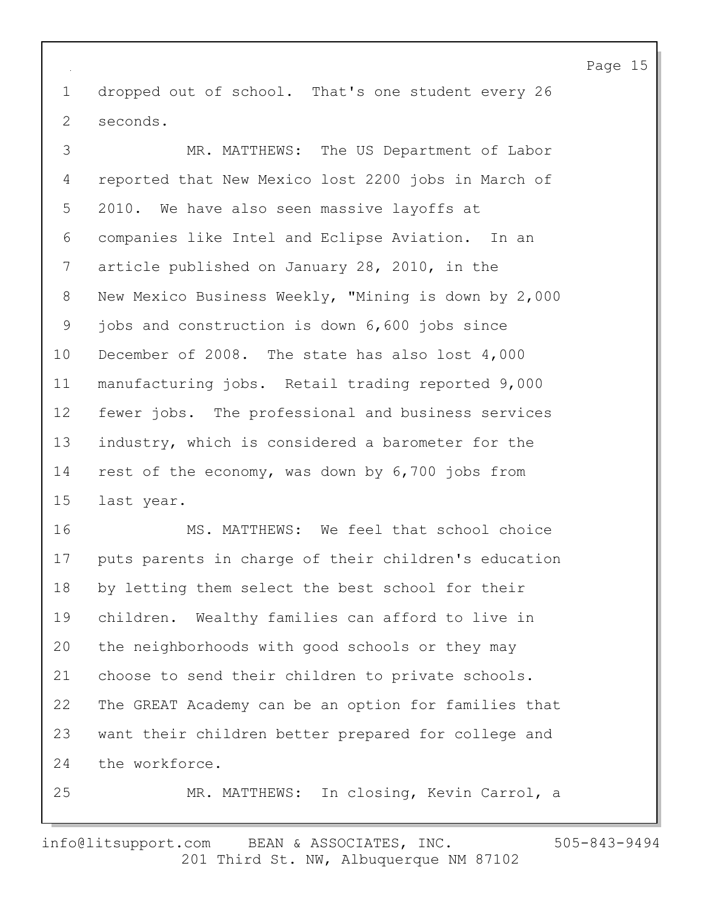dropped out of school. That's one student every 26 seconds.

MR. MATTHEWS: The US Department of Labor reported that New Mexico lost 2200 jobs in March of 2010. We have also seen massive layoffs at companies like Intel and Eclipse Aviation. In an article published on January 28, 2010, in the New Mexico Business Weekly, "Mining is down by 2,000 jobs and construction is down 6,600 jobs since December of 2008. The state has also lost 4,000 manufacturing jobs. Retail trading reported 9,000 fewer jobs. The professional and business services industry, which is considered a barometer for the rest of the economy, was down by 6,700 jobs from last year.

MS. MATTHEWS: We feel that school choice puts parents in charge of their children's education by letting them select the best school for their children. Wealthy families can afford to live in the neighborhoods with good schools or they may choose to send their children to private schools. The GREAT Academy can be an option for families that want their children better prepared for college and the workforce.

MR. MATTHEWS: In closing, Kevin Carrol, a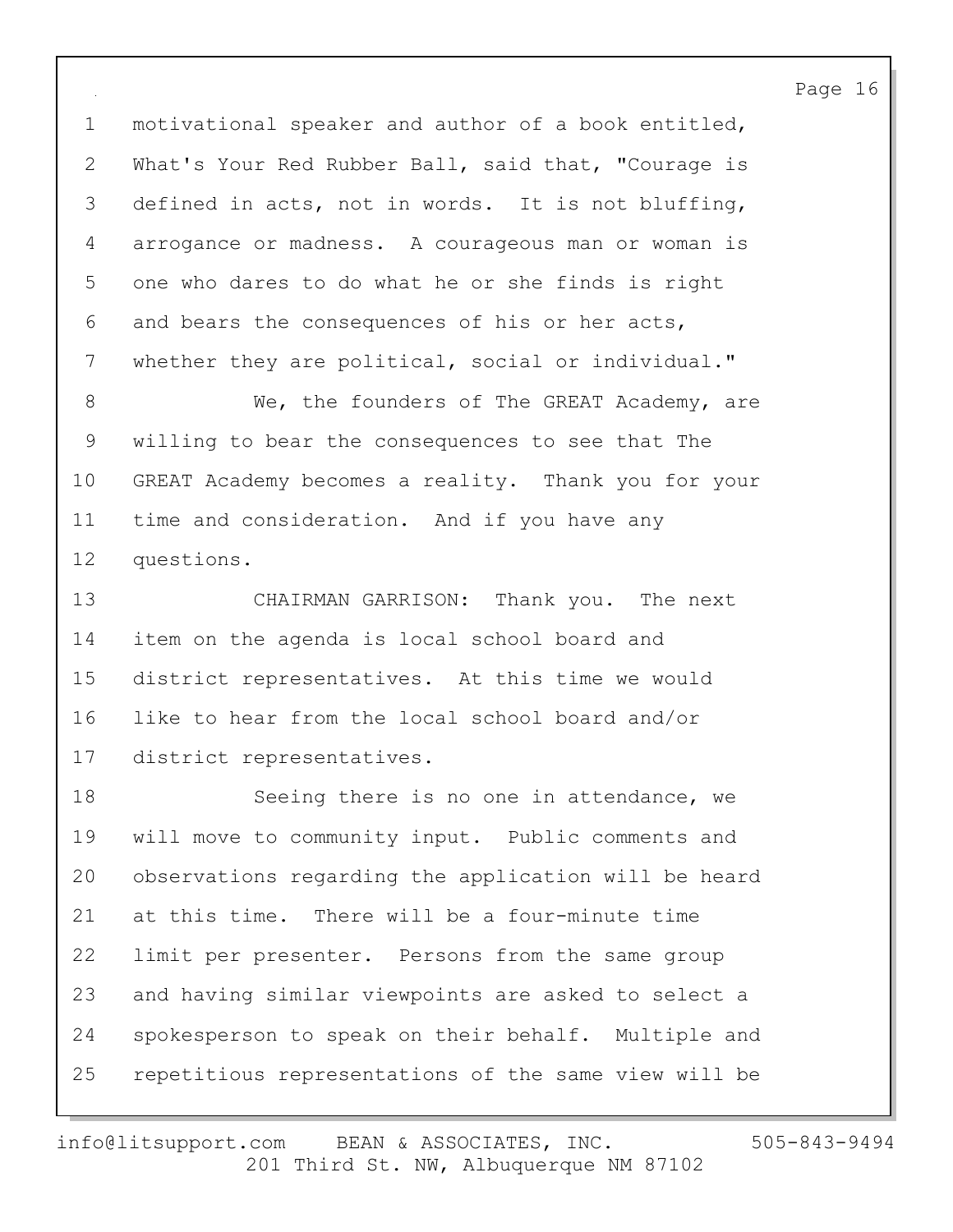motivational speaker and author of a book entitled, What's Your Red Rubber Ball, said that, "Courage is defined in acts, not in words. It is not bluffing, arrogance or madness. A courageous man or woman is one who dares to do what he or she finds is right and bears the consequences of his or her acts, whether they are political, social or individual."

We, the founders of The GREAT Academy, are willing to bear the consequences to see that The GREAT Academy becomes a reality. Thank you for your time and consideration. And if you have any questions.

CHAIRMAN GARRISON: Thank you. The next item on the agenda is local school board and district representatives. At this time we would like to hear from the local school board and/or district representatives.

Seeing there is no one in attendance, we will move to community input. Public comments and observations regarding the application will be heard at this time. There will be a four-minute time limit per presenter. Persons from the same group and having similar viewpoints are asked to select a spokesperson to speak on their behalf. Multiple and repetitious representations of the same view will be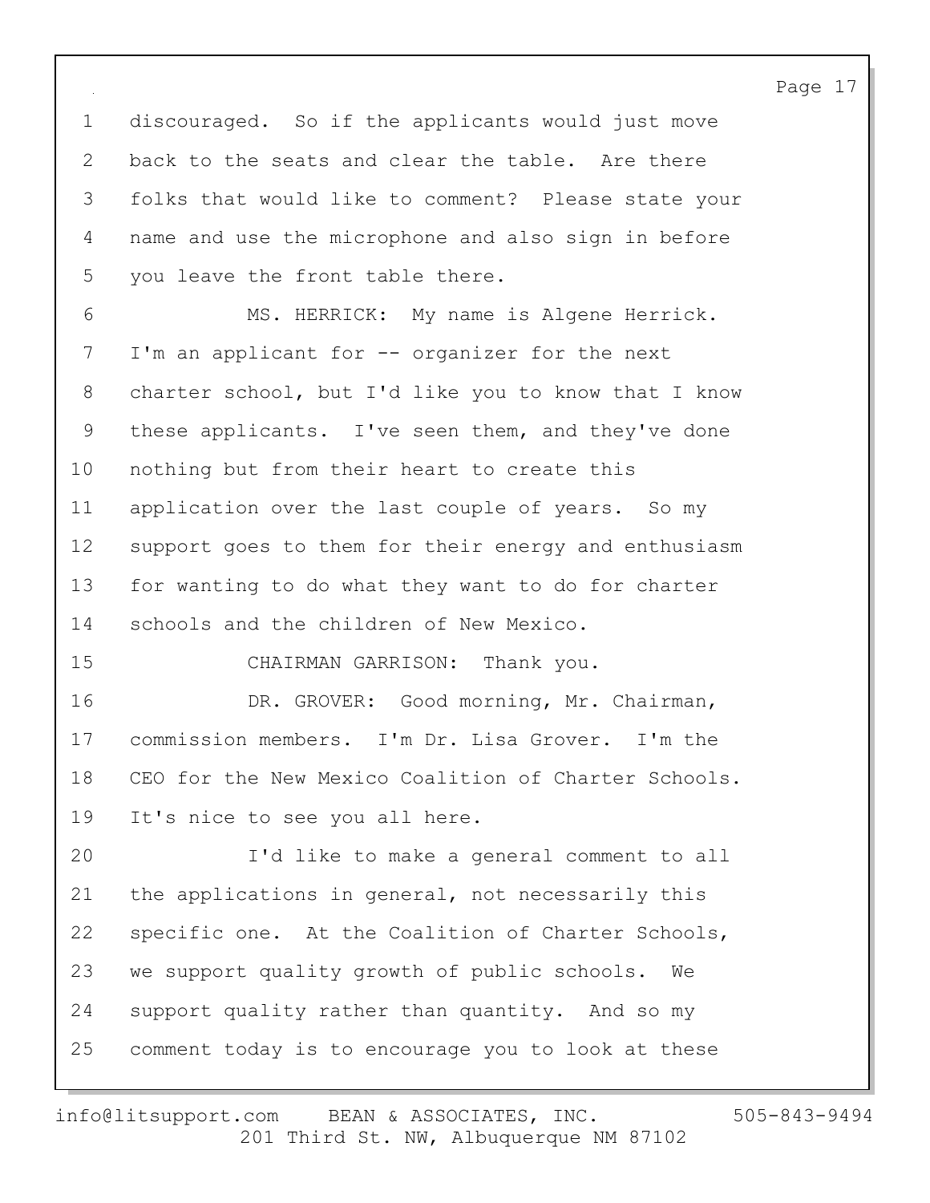discouraged. So if the applicants would just move back to the seats and clear the table. Are there folks that would like to comment? Please state your name and use the microphone and also sign in before you leave the front table there.

MS. HERRICK: My name is Algene Herrick. I'm an applicant for -- organizer for the next charter school, but I'd like you to know that I know these applicants. I've seen them, and they've done nothing but from their heart to create this application over the last couple of years. So my support goes to them for their energy and enthusiasm for wanting to do what they want to do for charter schools and the children of New Mexico.

CHAIRMAN GARRISON: Thank you.

DR. GROVER: Good morning, Mr. Chairman, commission members. I'm Dr. Lisa Grover. I'm the CEO for the New Mexico Coalition of Charter Schools. It's nice to see you all here.

I'd like to make a general comment to all the applications in general, not necessarily this specific one. At the Coalition of Charter Schools, we support quality growth of public schools. We support quality rather than quantity. And so my comment today is to encourage you to look at these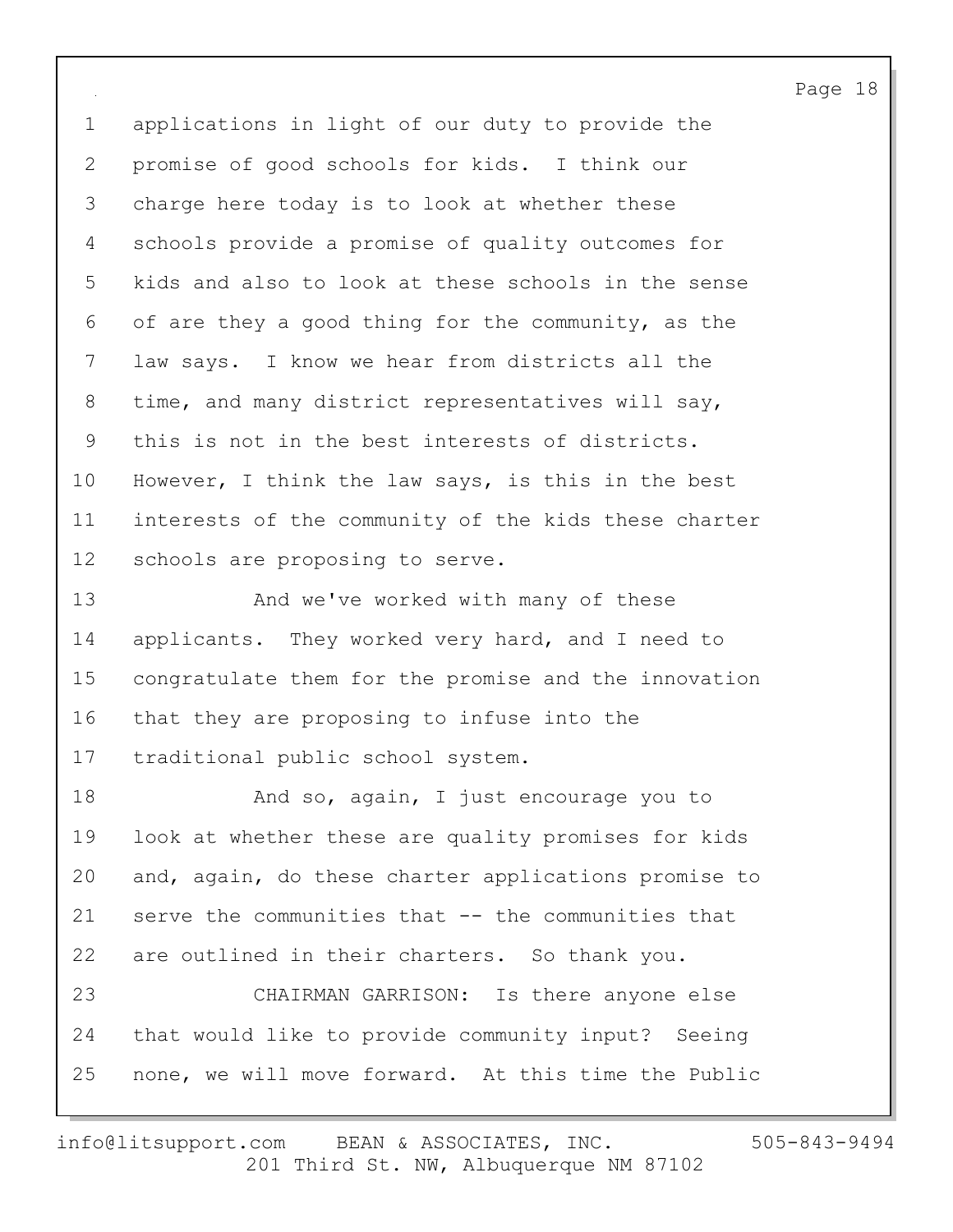applications in light of our duty to provide the promise of good schools for kids. I think our charge here today is to look at whether these schools provide a promise of quality outcomes for kids and also to look at these schools in the sense of are they a good thing for the community, as the law says. I know we hear from districts all the time, and many district representatives will say, this is not in the best interests of districts. However, I think the law says, is this in the best interests of the community of the kids these charter schools are proposing to serve.

And we've worked with many of these applicants. They worked very hard, and I need to congratulate them for the promise and the innovation that they are proposing to infuse into the traditional public school system.

And so, again, I just encourage you to look at whether these are quality promises for kids and, again, do these charter applications promise to serve the communities that -- the communities that are outlined in their charters. So thank you.

CHAIRMAN GARRISON: Is there anyone else that would like to provide community input? Seeing none, we will move forward. At this time the Public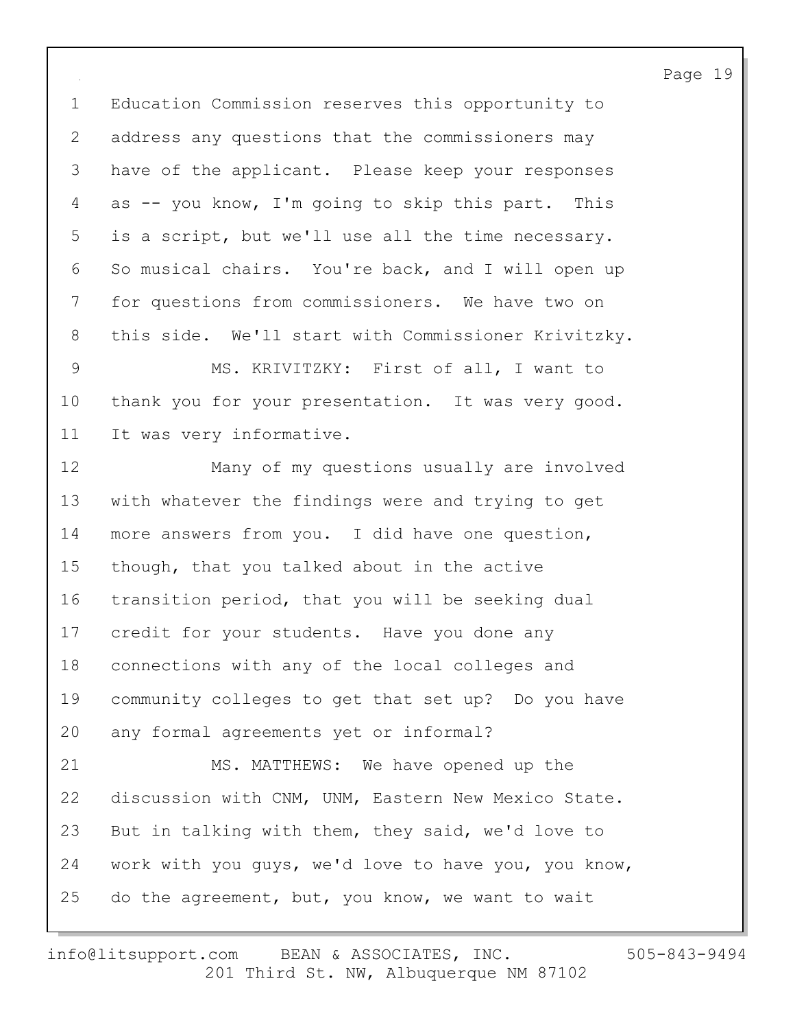Education Commission reserves this opportunity to address any questions that the commissioners may have of the applicant. Please keep your responses as -- you know, I'm going to skip this part. This is a script, but we'll use all the time necessary. So musical chairs. You're back, and I will open up for questions from commissioners. We have two on this side. We'll start with Commissioner Krivitzky.

MS. KRIVITZKY: First of all, I want to thank you for your presentation. It was very good. It was very informative.

Many of my questions usually are involved with whatever the findings were and trying to get more answers from you. I did have one question, though, that you talked about in the active transition period, that you will be seeking dual credit for your students. Have you done any connections with any of the local colleges and community colleges to get that set up? Do you have any formal agreements yet or informal?

MS. MATTHEWS: We have opened up the discussion with CNM, UNM, Eastern New Mexico State. But in talking with them, they said, we'd love to work with you guys, we'd love to have you, you know, do the agreement, but, you know, we want to wait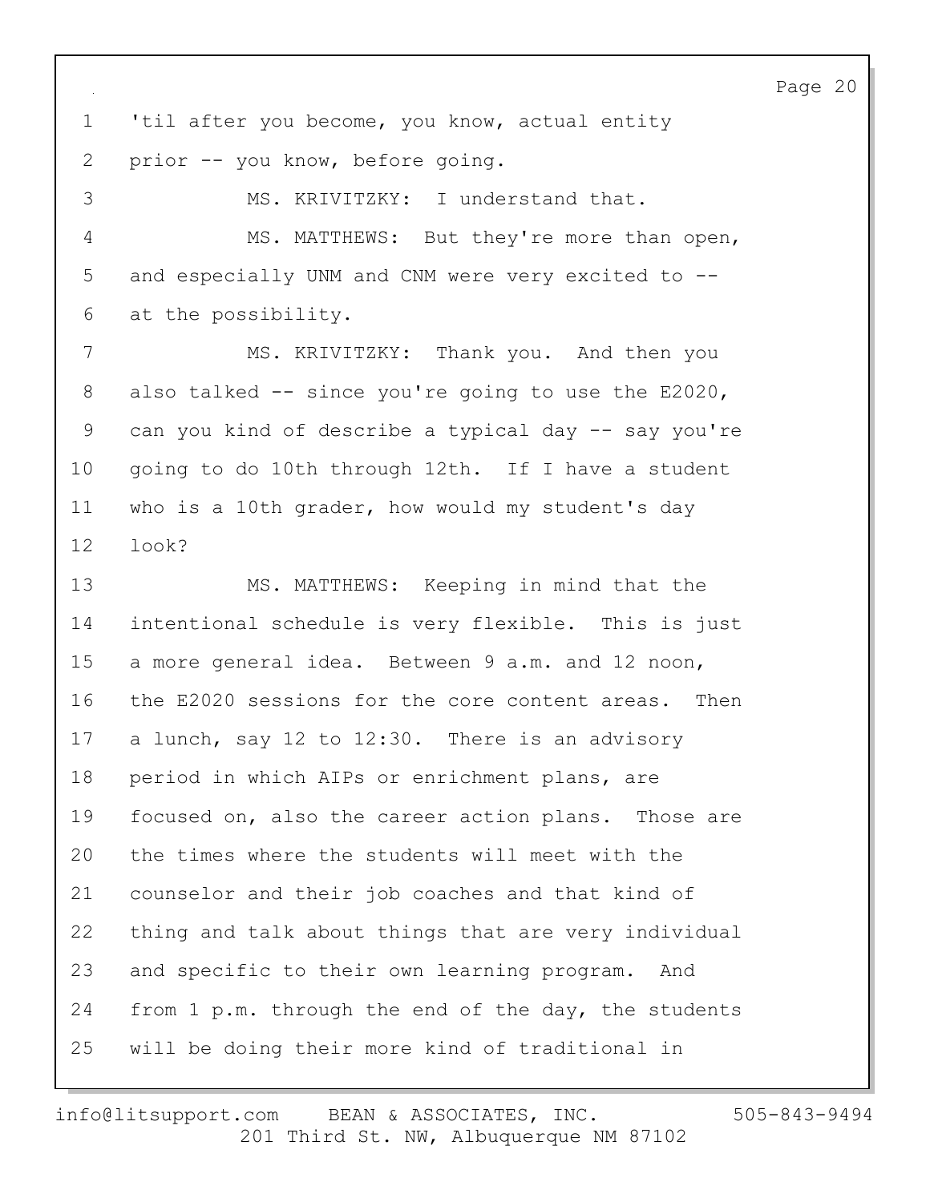'til after you become, you know, actual entity prior -- you know, before going.

MS. KRIVITZKY: I understand that.

MS. MATTHEWS: But they're more than open, and especially UNM and CNM were very excited to -- at the possibility.

MS. KRIVITZKY: Thank you. And then you also talked -- since you're going to use the E2020, can you kind of describe a typical day -- say you're going to do 10th through 12th. If I have a student who is a 10th grader, how would my student's day look?

MS. MATTHEWS: Keeping in mind that the intentional schedule is very flexible. This is just a more general idea. Between 9 a.m. and 12 noon, the E2020 sessions for the core content areas. Then a lunch, say 12 to 12:30. There is an advisory period in which AIPs or enrichment plans, are focused on, also the career action plans. Those are the times where the students will meet with the counselor and their job coaches and that kind of thing and talk about things that are very individual and specific to their own learning program. And from 1 p.m. through the end of the day, the students will be doing their more kind of traditional in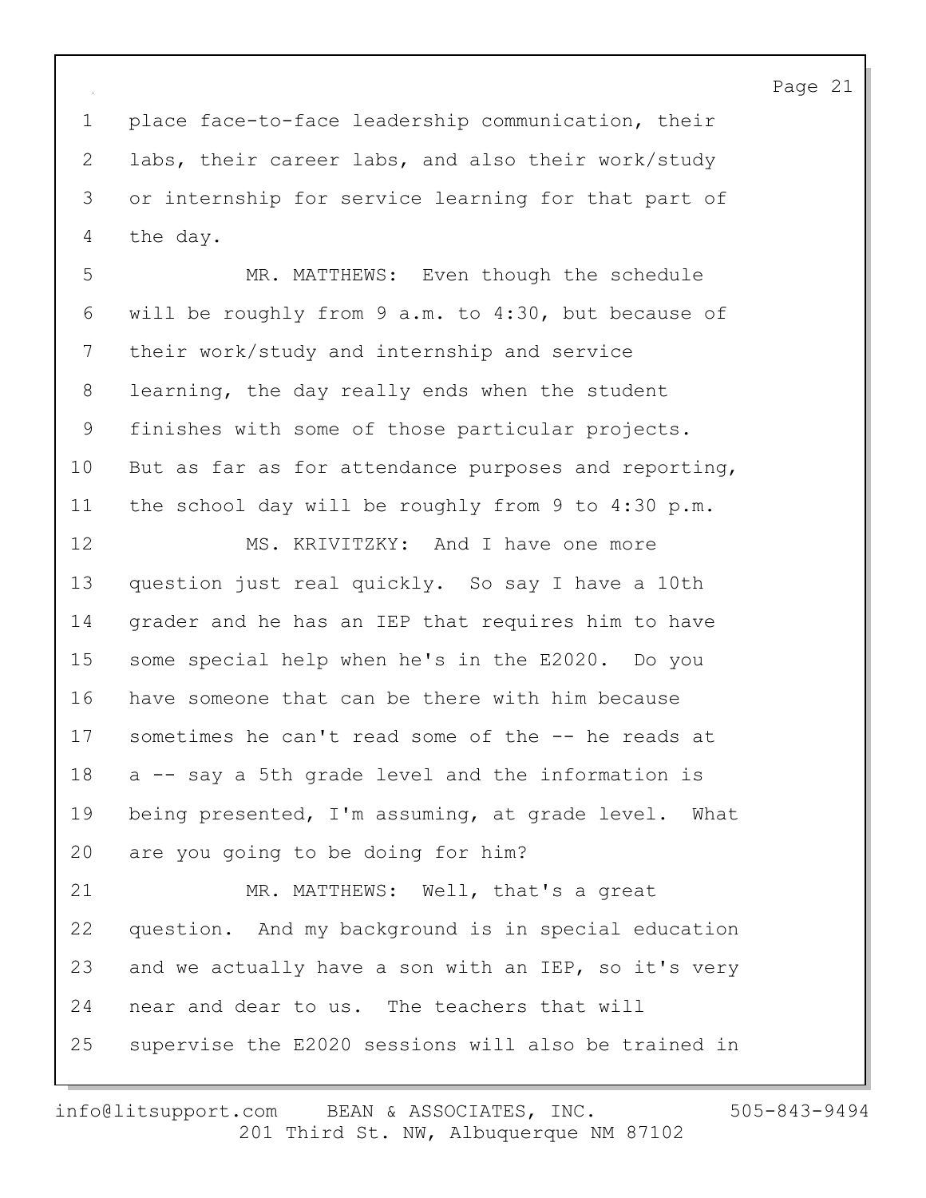place face-to-face leadership communication, their labs, their career labs, and also their work/study or internship for service learning for that part of the day.

MR. MATTHEWS: Even though the schedule will be roughly from 9 a.m. to 4:30, but because of their work/study and internship and service learning, the day really ends when the student finishes with some of those particular projects. But as far as for attendance purposes and reporting, the school day will be roughly from 9 to 4:30 p.m.

MS. KRIVITZKY: And I have one more question just real quickly. So say I have a 10th grader and he has an IEP that requires him to have some special help when he's in the E2020. Do you have someone that can be there with him because sometimes he can't read some of the -- he reads at a -- say a 5th grade level and the information is being presented, I'm assuming, at grade level. What are you going to be doing for him?

MR. MATTHEWS: Well, that's a great question. And my background is in special education and we actually have a son with an IEP, so it's very near and dear to us. The teachers that will supervise the E2020 sessions will also be trained in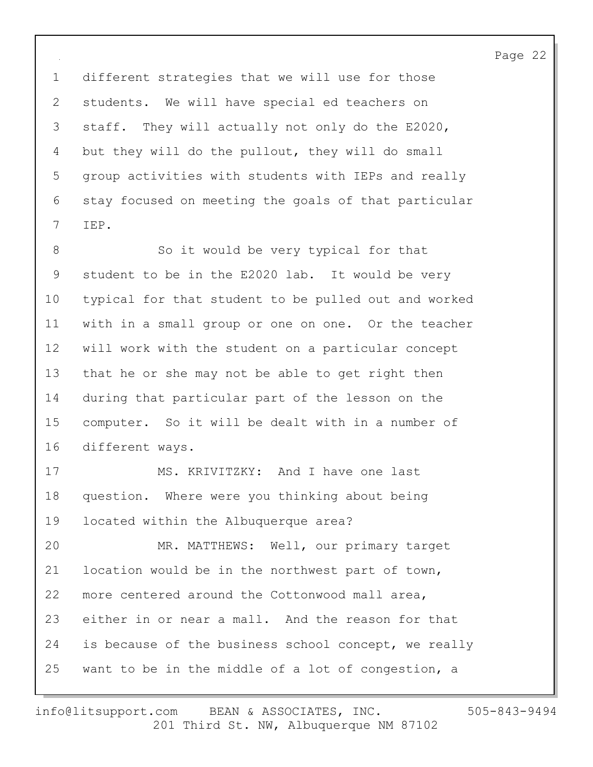different strategies that we will use for those students. We will have special ed teachers on staff. They will actually not only do the E2020, but they will do the pullout, they will do small group activities with students with IEPs and really stay focused on meeting the goals of that particular IEP.

So it would be very typical for that student to be in the E2020 lab. It would be very typical for that student to be pulled out and worked with in a small group or one on one. Or the teacher will work with the student on a particular concept that he or she may not be able to get right then during that particular part of the lesson on the computer. So it will be dealt with in a number of different ways.

MS. KRIVITZKY: And I have one last question. Where were you thinking about being located within the Albuquerque area?

MR. MATTHEWS: Well, our primary target location would be in the northwest part of town, more centered around the Cottonwood mall area, either in or near a mall. And the reason for that is because of the business school concept, we really want to be in the middle of a lot of congestion, a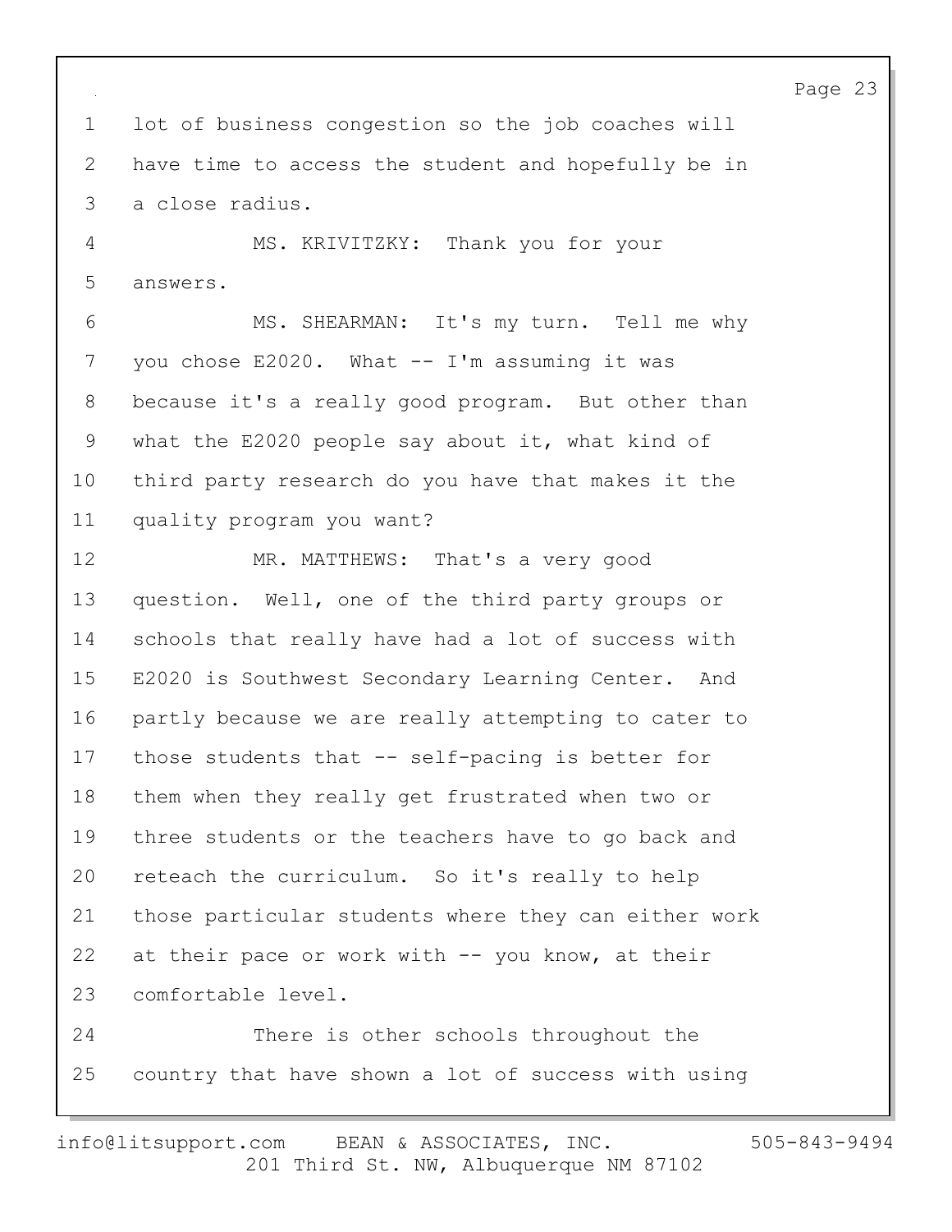lot of business congestion so the job coaches will have time to access the student and hopefully be in a close radius.

MS. KRIVITZKY: Thank you for your answers.

MS. SHEARMAN: It's my turn. Tell me why you chose E2020. What -- I'm assuming it was because it's a really good program. But other than what the E2020 people say about it, what kind of third party research do you have that makes it the quality program you want?

MR. MATTHEWS: That's a very good question. Well, one of the third party groups or schools that really have had a lot of success with E2020 is Southwest Secondary Learning Center. And partly because we are really attempting to cater to those students that -- self-pacing is better for them when they really get frustrated when two or three students or the teachers have to go back and reteach the curriculum. So it's really to help those particular students where they can either work at their pace or work with -- you know, at their comfortable level.

There is other schools throughout the country that have shown a lot of success with using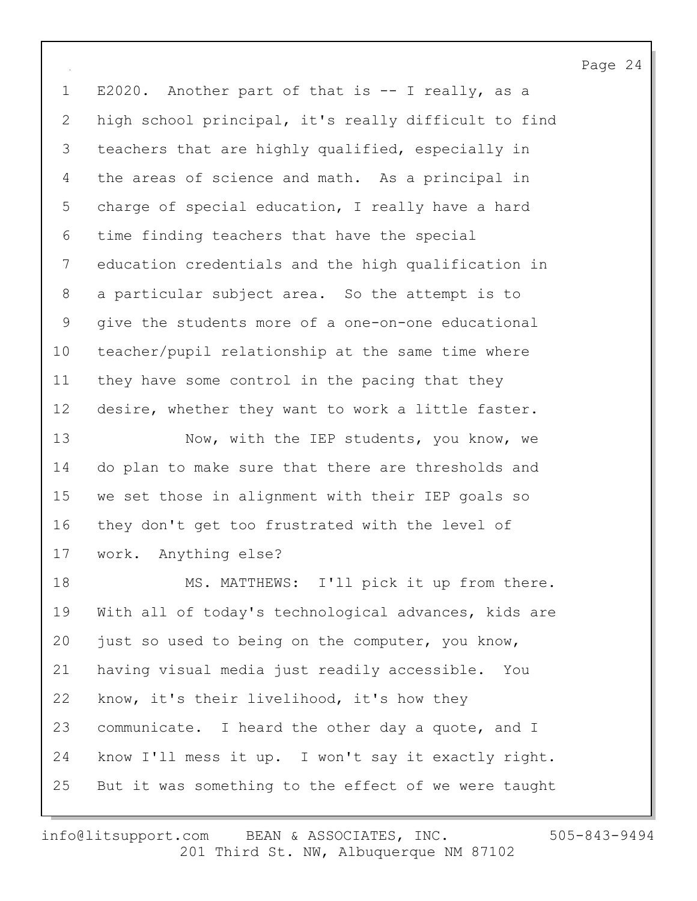E2020. Another part of that is -- I really, as a high school principal, it's really difficult to find teachers that are highly qualified, especially in the areas of science and math. As a principal in charge of special education, I really have a hard time finding teachers that have the special education credentials and the high qualification in a particular subject area. So the attempt is to give the students more of a one-on-one educational teacher/pupil relationship at the same time where they have some control in the pacing that they desire, whether they want to work a little faster.

Now, with the IEP students, you know, we do plan to make sure that there are thresholds and we set those in alignment with their IEP goals so they don't get too frustrated with the level of work. Anything else?

MS. MATTHEWS: I'll pick it up from there. With all of today's technological advances, kids are just so used to being on the computer, you know, having visual media just readily accessible. You know, it's their livelihood, it's how they communicate. I heard the other day a quote, and I know I'll mess it up. I won't say it exactly right. But it was something to the effect of we were taught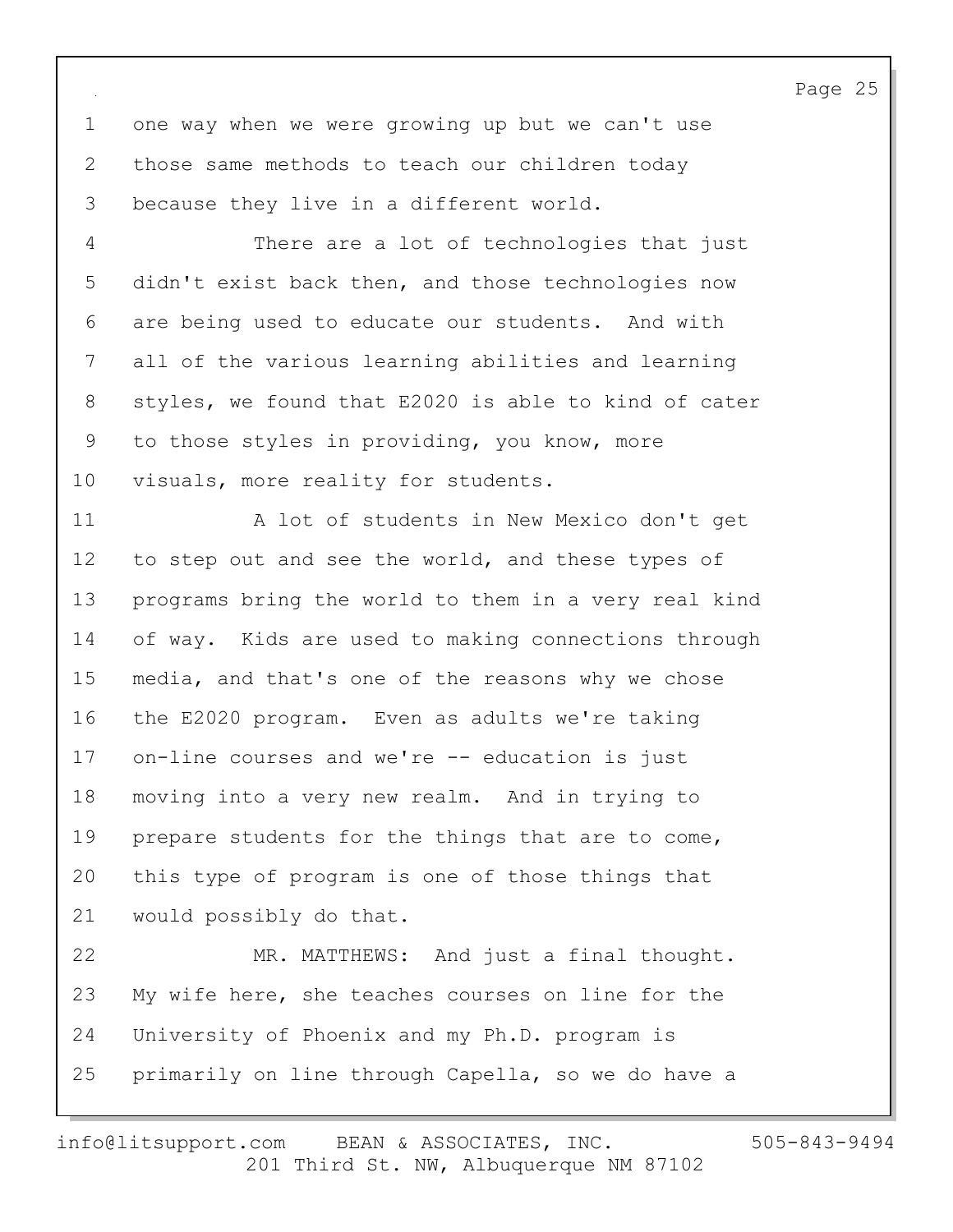one way when we were growing up but we can't use those same methods to teach our children today because they live in a different world.

There are a lot of technologies that just didn't exist back then, and those technologies now are being used to educate our students. And with all of the various learning abilities and learning styles, we found that E2020 is able to kind of cater to those styles in providing, you know, more visuals, more reality for students.

A lot of students in New Mexico don't get to step out and see the world, and these types of programs bring the world to them in a very real kind of way. Kids are used to making connections through media, and that's one of the reasons why we chose the E2020 program. Even as adults we're taking on-line courses and we're -- education is just moving into a very new realm. And in trying to prepare students for the things that are to come, this type of program is one of those things that would possibly do that.

MR. MATTHEWS: And just a final thought. My wife here, she teaches courses on line for the University of Phoenix and my Ph.D. program is primarily on line through Capella, so we do have a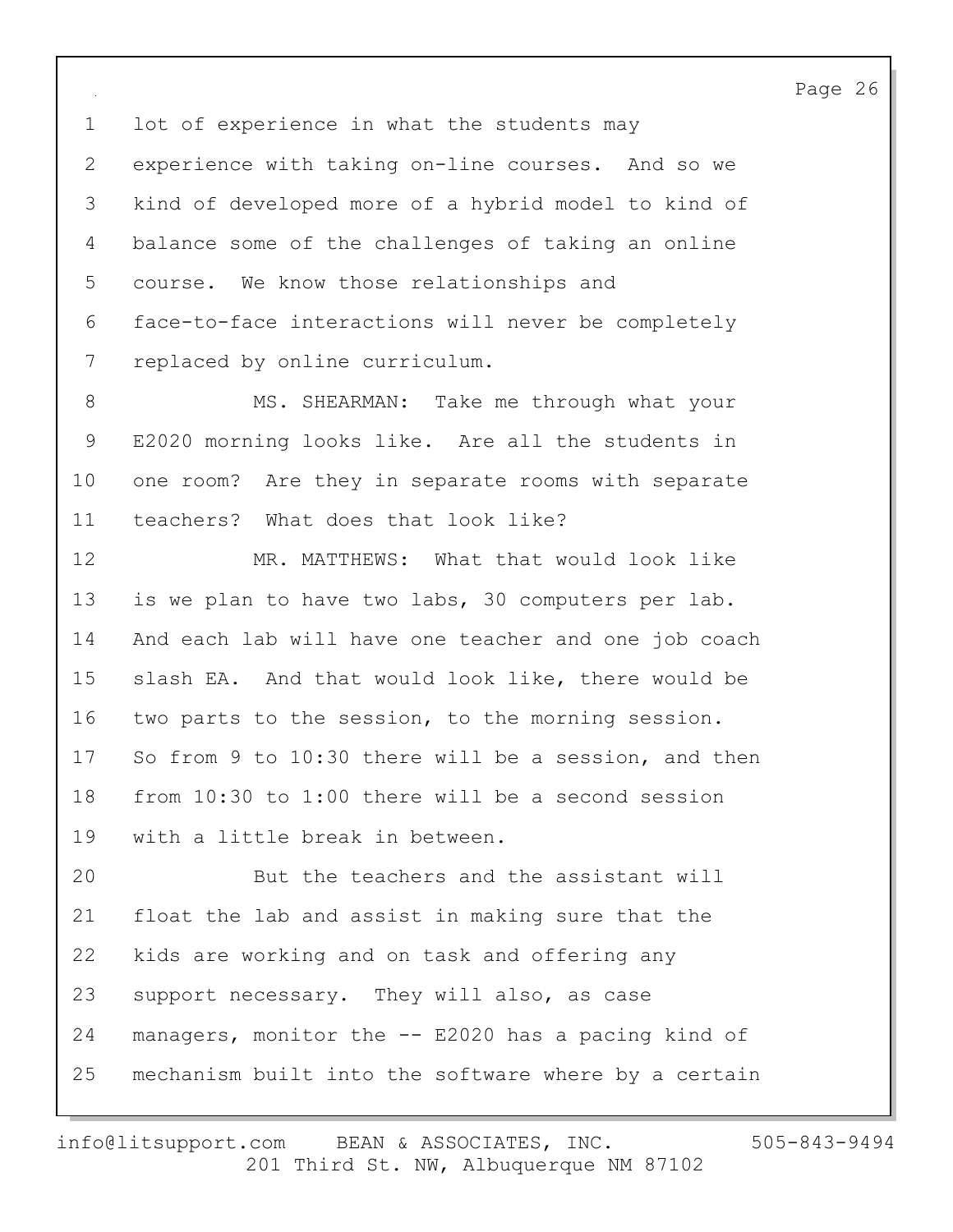lot of experience in what the students may experience with taking on-line courses. And so we kind of developed more of a hybrid model to kind of balance some of the challenges of taking an online course. We know those relationships and face-to-face interactions will never be completely replaced by online curriculum.

MS. SHEARMAN: Take me through what your E2020 morning looks like. Are all the students in one room? Are they in separate rooms with separate teachers? What does that look like?

MR. MATTHEWS: What that would look like is we plan to have two labs, 30 computers per lab. And each lab will have one teacher and one job coach slash EA. And that would look like, there would be two parts to the session, to the morning session. So from 9 to 10:30 there will be a session, and then from 10:30 to 1:00 there will be a second session with a little break in between.

But the teachers and the assistant will float the lab and assist in making sure that the kids are working and on task and offering any support necessary. They will also, as case managers, monitor the -- E2020 has a pacing kind of mechanism built into the software where by a certain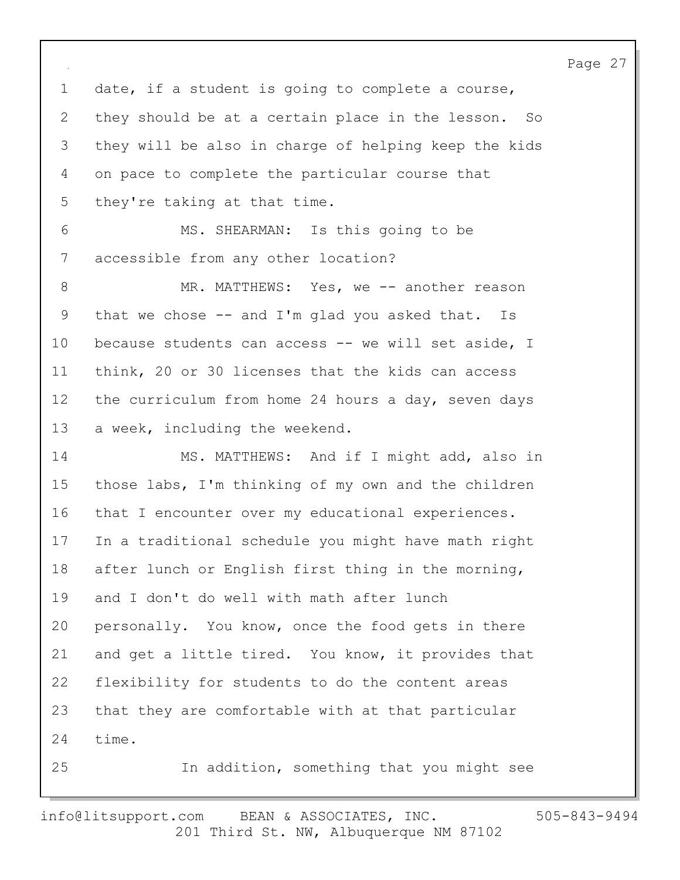date, if a student is going to complete a course, they should be at a certain place in the lesson. So they will be also in charge of helping keep the kids on pace to complete the particular course that they're taking at that time.

MS. SHEARMAN: Is this going to be accessible from any other location?

MR. MATTHEWS: Yes, we -- another reason that we chose -- and I'm glad you asked that. Is because students can access -- we will set aside, I think, 20 or 30 licenses that the kids can access the curriculum from home 24 hours a day, seven days a week, including the weekend.

MS. MATTHEWS: And if I might add, also in those labs, I'm thinking of my own and the children that I encounter over my educational experiences. In a traditional schedule you might have math right after lunch or English first thing in the morning, and I don't do well with math after lunch personally. You know, once the food gets in there and get a little tired. You know, it provides that flexibility for students to do the content areas that they are comfortable with at that particular time.

In addition, something that you might see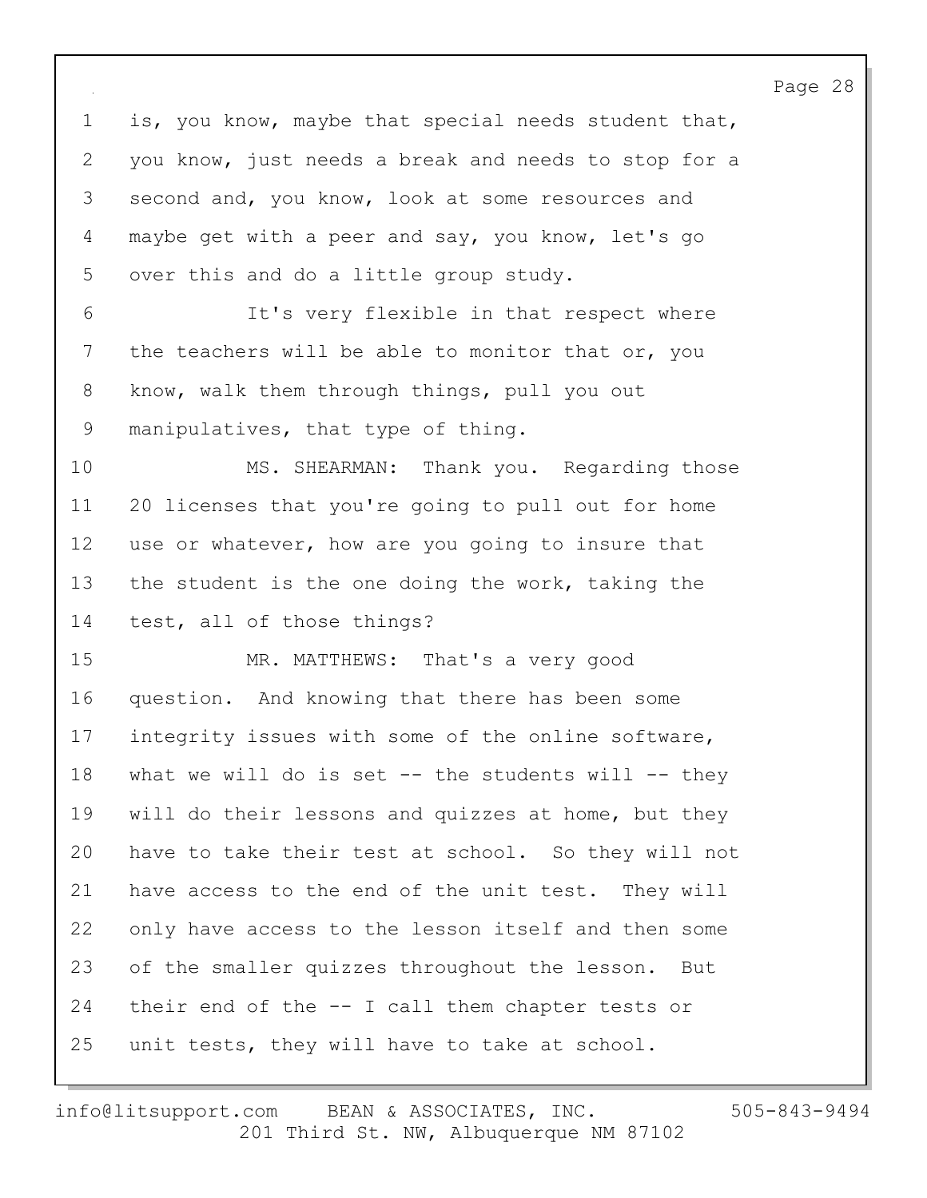is, you know, maybe that special needs student that, you know, just needs a break and needs to stop for a second and, you know, look at some resources and maybe get with a peer and say, you know, let's go over this and do a little group study.

It's very flexible in that respect where the teachers will be able to monitor that or, you know, walk them through things, pull you out manipulatives, that type of thing.

MS. SHEARMAN: Thank you. Regarding those 20 licenses that you're going to pull out for home use or whatever, how are you going to insure that the student is the one doing the work, taking the test, all of those things?

MR. MATTHEWS: That's a very good question. And knowing that there has been some integrity issues with some of the online software, what we will do is set -- the students will -- they will do their lessons and quizzes at home, but they have to take their test at school. So they will not have access to the end of the unit test. They will only have access to the lesson itself and then some of the smaller quizzes throughout the lesson. But their end of the -- I call them chapter tests or unit tests, they will have to take at school.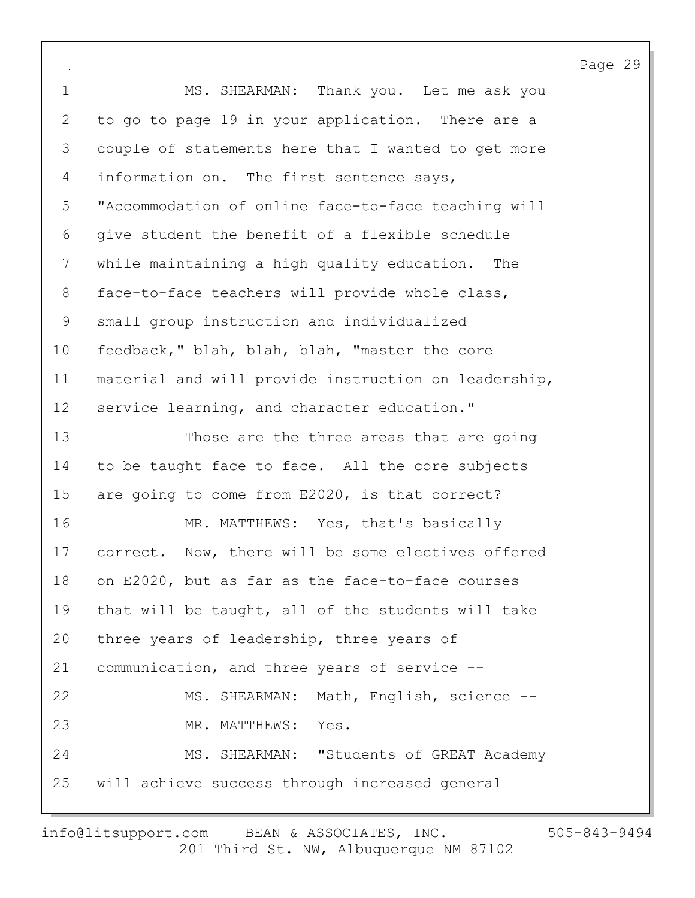MS. SHEARMAN: Thank you. Let me ask you to go to page 19 in your application. There are a couple of statements here that I wanted to get more information on. The first sentence says, "Accommodation of online face-to-face teaching will give student the benefit of a flexible schedule while maintaining a high quality education. The face-to-face teachers will provide whole class, small group instruction and individualized feedback," blah, blah, blah, "master the core material and will provide instruction on leadership, service learning, and character education."

Those are the three areas that are going to be taught face to face. All the core subjects are going to come from E2020, is that correct?

MR. MATTHEWS: Yes, that's basically correct. Now, there will be some electives offered on E2020, but as far as the face-to-face courses that will be taught, all of the students will take three years of leadership, three years of communication, and three years of service --

MS. SHEARMAN: Math, English, science --

MR. MATTHEWS: Yes.

MS. SHEARMAN: "Students of GREAT Academy will achieve success through increased general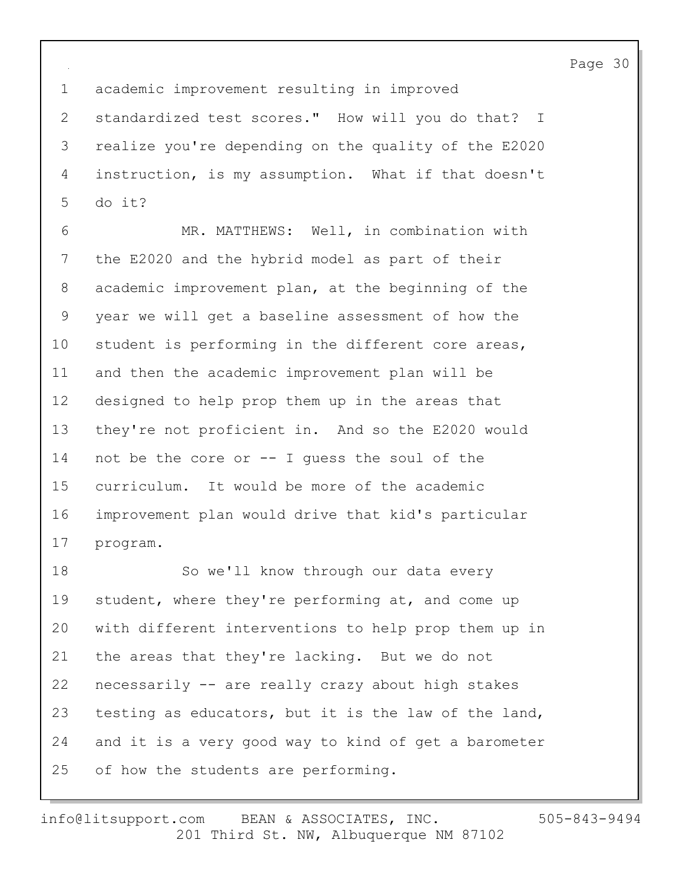academic improvement resulting in improved standardized test scores." How will you do that? I realize you're depending on the quality of the E2020 instruction, is my assumption. What if that doesn't do it?

MR. MATTHEWS: Well, in combination with the E2020 and the hybrid model as part of their academic improvement plan, at the beginning of the year we will get a baseline assessment of how the student is performing in the different core areas, and then the academic improvement plan will be designed to help prop them up in the areas that they're not proficient in. And so the E2020 would not be the core or -- I guess the soul of the curriculum. It would be more of the academic improvement plan would drive that kid's particular program.

So we'll know through our data every student, where they're performing at, and come up with different interventions to help prop them up in the areas that they're lacking. But we do not necessarily -- are really crazy about high stakes testing as educators, but it is the law of the land, and it is a very good way to kind of get a barometer of how the students are performing.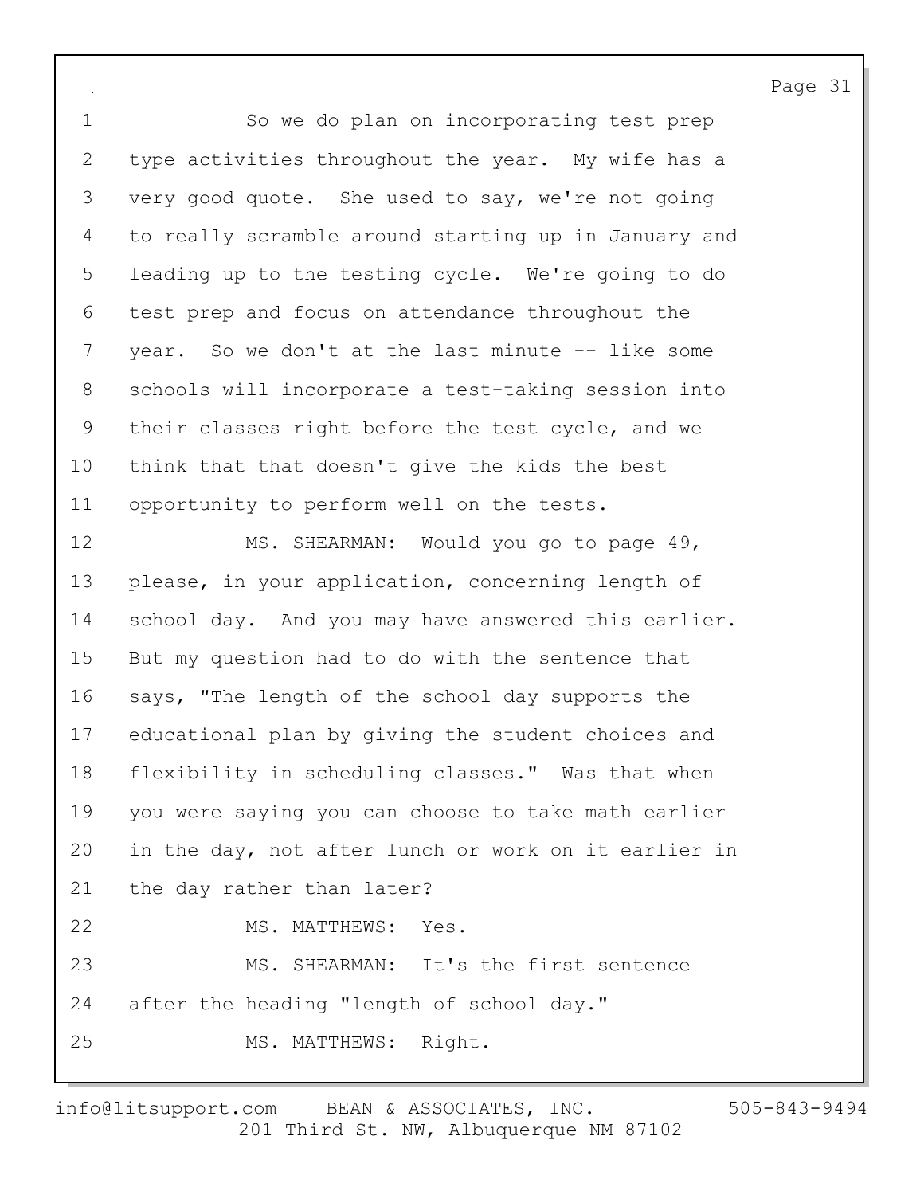So we do plan on incorporating test prep type activities throughout the year. My wife has a very good quote. She used to say, we're not going to really scramble around starting up in January and leading up to the testing cycle. We're going to do test prep and focus on attendance throughout the year. So we don't at the last minute -- like some schools will incorporate a test-taking session into their classes right before the test cycle, and we think that that doesn't give the kids the best opportunity to perform well on the tests.

MS. SHEARMAN: Would you go to page 49, please, in your application, concerning length of school day. And you may have answered this earlier. But my question had to do with the sentence that says, "The length of the school day supports the educational plan by giving the student choices and flexibility in scheduling classes." Was that when you were saying you can choose to take math earlier in the day, not after lunch or work on it earlier in the day rather than later?

MS. MATTHEWS: Yes.

MS. SHEARMAN: It's the first sentence after the heading "length of school day."

MS. MATTHEWS: Right.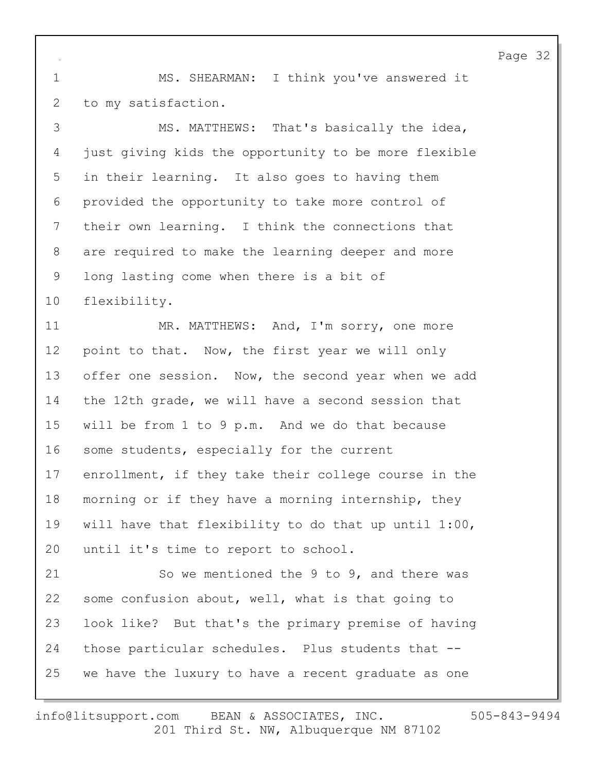MS. SHEARMAN: I think you've answered it to my satisfaction.

MS. MATTHEWS: That's basically the idea, just giving kids the opportunity to be more flexible in their learning. It also goes to having them provided the opportunity to take more control of their own learning. I think the connections that are required to make the learning deeper and more long lasting come when there is a bit of flexibility.

MR. MATTHEWS: And, I'm sorry, one more point to that. Now, the first year we will only offer one session. Now, the second year when we add the 12th grade, we will have a second session that will be from 1 to 9 p.m. And we do that because some students, especially for the current enrollment, if they take their college course in the morning or if they have a morning internship, they will have that flexibility to do that up until 1:00, until it's time to report to school.

So we mentioned the 9 to 9, and there was some confusion about, well, what is that going to look like? But that's the primary premise of having those particular schedules. Plus students that -- we have the luxury to have a recent graduate as one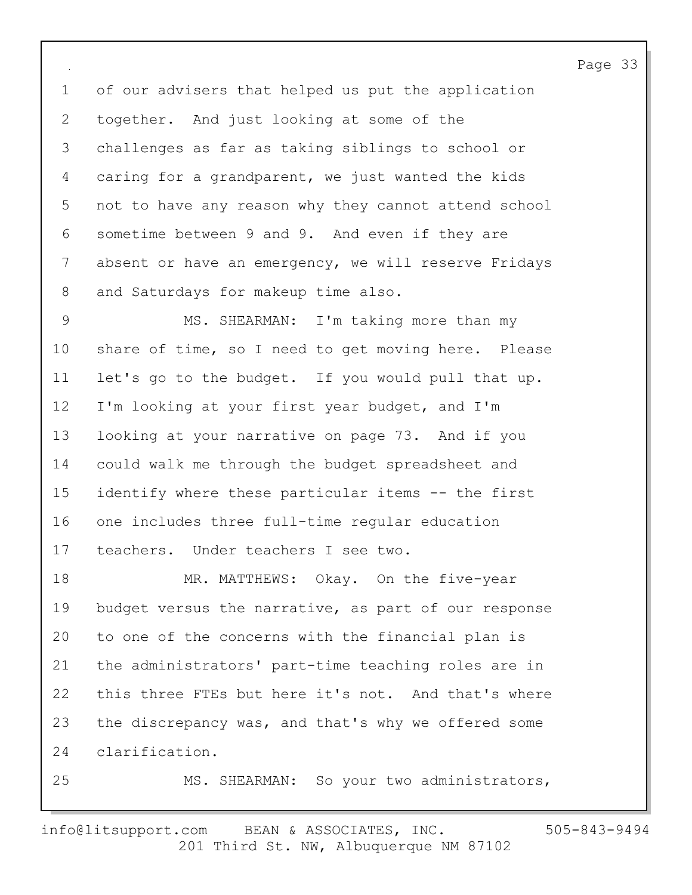1 of our advisers that helped us put the application
2 together. And just looking at some of the
3 challenges as far as taking siblings to school or
4 caring for a grandparent, we just wanted the kids
5 not to have any reason why they cannot attend school
6 sometime between 9 and 9. And even if they are
7 absent or have an emergency, we will reserve Fridays
8 and Saturdays for makeup time also.
9 MS. SHEARMAN: I'm taking more than my
10 share of time, so I need to get moving here. Please
11 let's go to the budget. If you would pull that up.
12 I'm looking at your first year budget, and I'm
13 looking at your narrative on page 73. And if you
14 could walk me through the budget spreadsheet and
15 identify where these particular items -- the first
16 one includes three full-time regular education
17 teachers. Under teachers I see two.
18 MR. MATTHEWS: Okay. On the five-year
19 budget versus the narrative, as part of our response
20 to one of the concerns with the financial plan is
21 the administrators' part-time teaching roles are in
22 this three FTEs but here it's not. And that's where
23 the discrepancy was, and that's why we offered some
24 clarification.
25 MS. SHEARMAN: So your two administrators,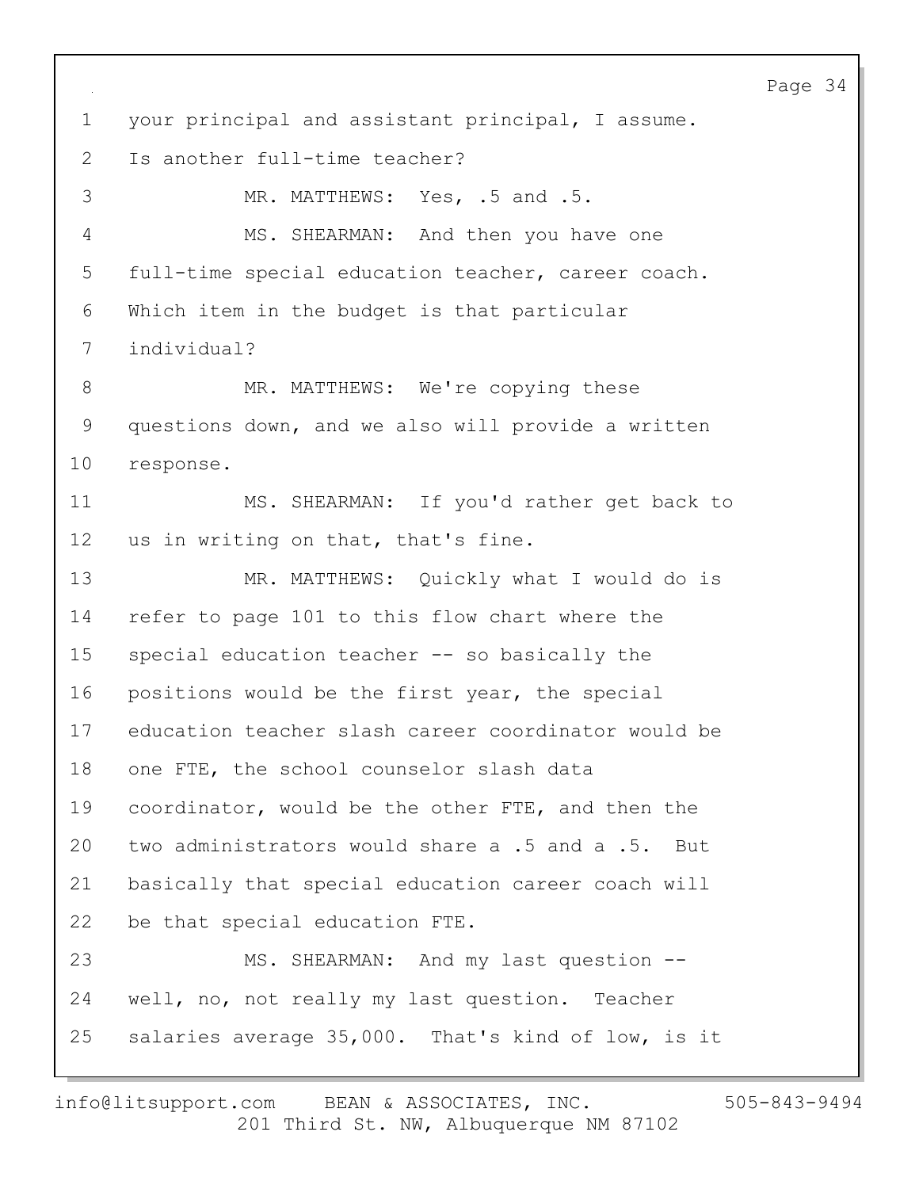your principal and assistant principal, I assume. Is another full-time teacher?

MR. MATTHEWS: Yes, .5 and .5.

MS. SHEARMAN: And then you have one full-time special education teacher, career coach. Which item in the budget is that particular individual?

MR. MATTHEWS: We're copying these questions down, and we also will provide a written response.

MS. SHEARMAN: If you'd rather get back to us in writing on that, that's fine.

MR. MATTHEWS: Quickly what I would do is refer to page 101 to this flow chart where the special education teacher -- so basically the positions would be the first year, the special education teacher slash career coordinator would be one FTE, the school counselor slash data coordinator, would be the other FTE, and then the two administrators would share a .5 and a .5. But basically that special education career coach will be that special education FTE.

MS. SHEARMAN: And my last question -- well, no, not really my last question. Teacher salaries average 35,000. That's kind of low, is it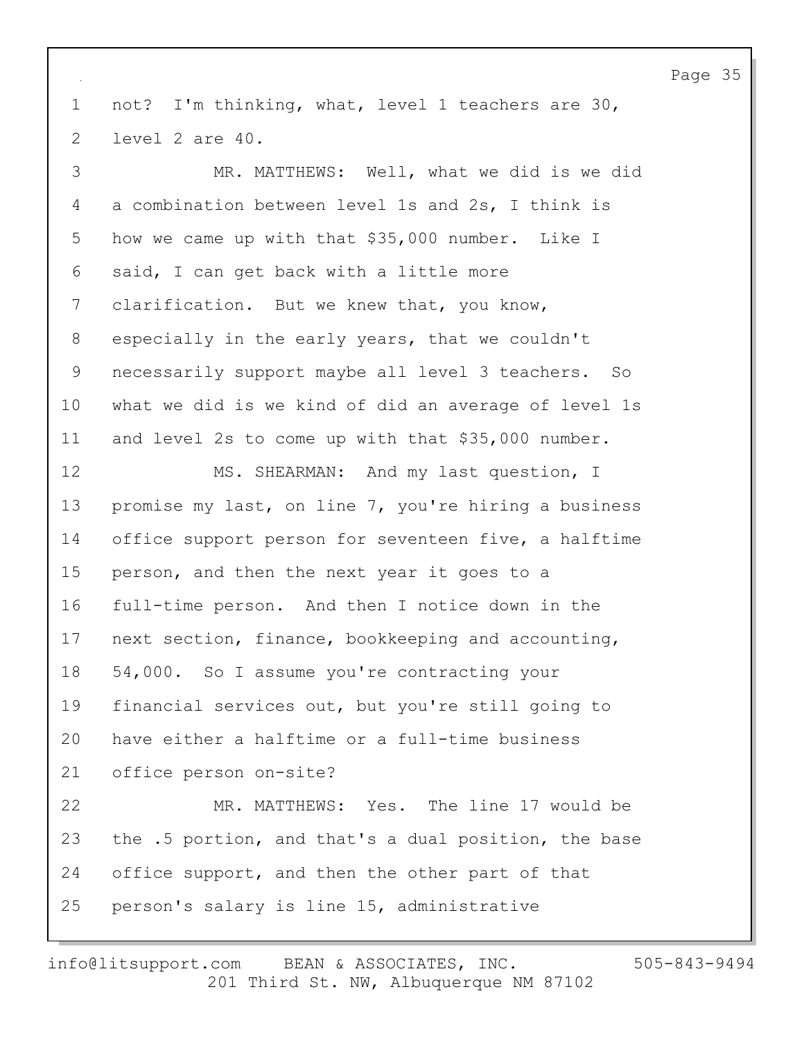not? I'm thinking, what, level 1 teachers are 30, level 2 are 40.

MR. MATTHEWS: Well, what we did is we did a combination between level 1s and 2s, I think is how we came up with that $35,000 number. Like I said, I can get back with a little more clarification. But we knew that, you know, especially in the early years, that we couldn't necessarily support maybe all level 3 teachers. So what we did is we kind of did an average of level 1s and level 2s to come up with that $35,000 number.

MS. SHEARMAN: And my last question, I promise my last, on line 7, you're hiring a business office support person for seventeen five, a halftime person, and then the next year it goes to a full-time person. And then I notice down in the next section, finance, bookkeeping and accounting, 54,000. So I assume you're contracting your financial services out, but you're still going to have either a halftime or a full-time business office person on-site?

MR. MATTHEWS: Yes. The line 17 would be the .5 portion, and that's a dual position, the base office support, and then the other part of that person's salary is line 15, administrative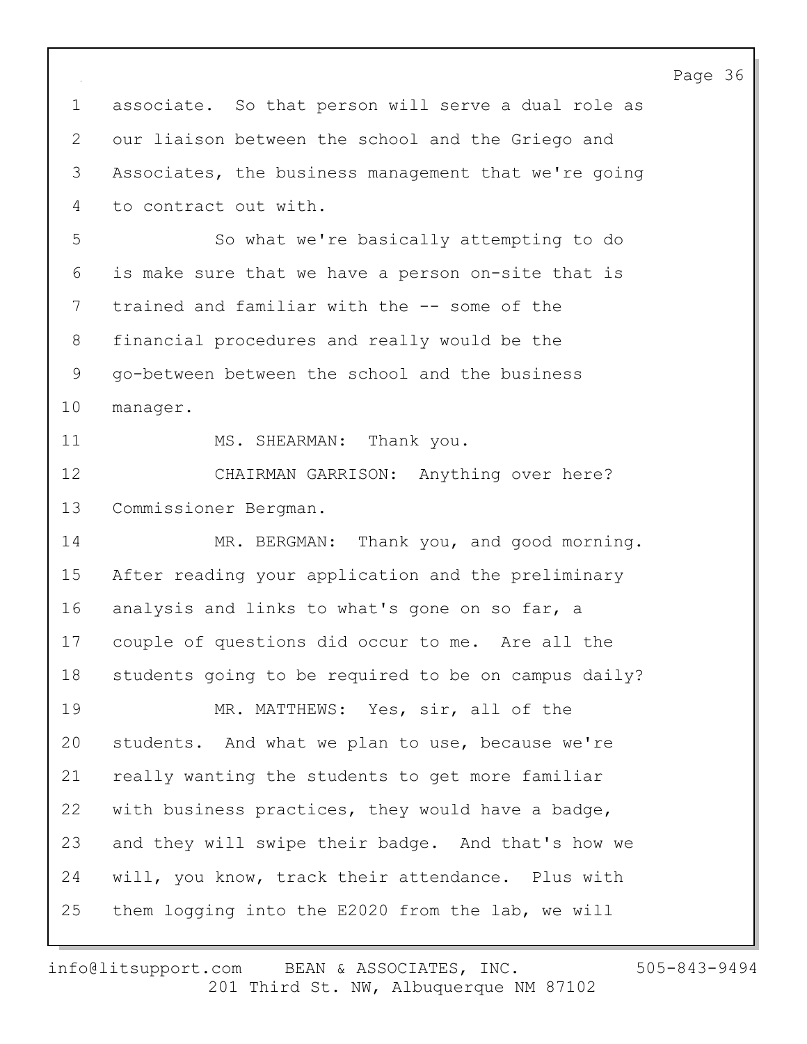associate. So that person will serve a dual role as our liaison between the school and the Griego and Associates, the business management that we're going to contract out with.

So what we're basically attempting to do is make sure that we have a person on-site that is trained and familiar with the -- some of the financial procedures and really would be the go-between between the school and the business manager.

MS. SHEARMAN: Thank you.

CHAIRMAN GARRISON: Anything over here? Commissioner Bergman.

MR. BERGMAN: Thank you, and good morning. After reading your application and the preliminary analysis and links to what's gone on so far, a couple of questions did occur to me. Are all the students going to be required to be on campus daily?

MR. MATTHEWS: Yes, sir, all of the students. And what we plan to use, because we're really wanting the students to get more familiar with business practices, they would have a badge, and they will swipe their badge. And that's how we will, you know, track their attendance. Plus with them logging into the E2020 from the lab, we will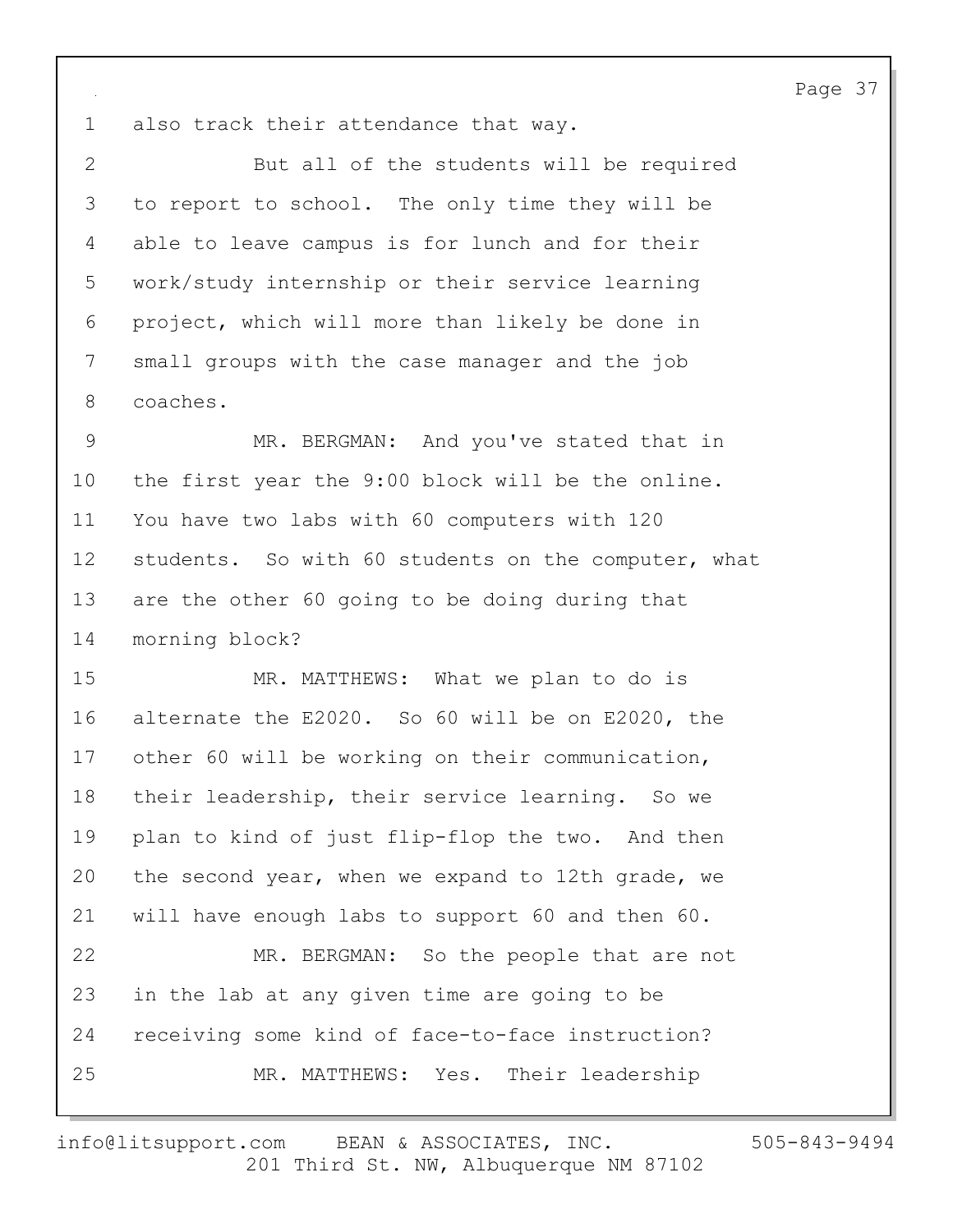also track their attendance that way.

But all of the students will be required to report to school. The only time they will be able to leave campus is for lunch and for their work/study internship or their service learning project, which will more than likely be done in small groups with the case manager and the job coaches.

MR. BERGMAN: And you've stated that in the first year the 9:00 block will be the online. You have two labs with 60 computers with 120 students. So with 60 students on the computer, what are the other 60 going to be doing during that morning block?

MR. MATTHEWS: What we plan to do is alternate the E2020. So 60 will be on E2020, the other 60 will be working on their communication, their leadership, their service learning. So we plan to kind of just flip-flop the two. And then the second year, when we expand to 12th grade, we will have enough labs to support 60 and then 60.

MR. BERGMAN: So the people that are not in the lab at any given time are going to be receiving some kind of face-to-face instruction?

MR. MATTHEWS: Yes. Their leadership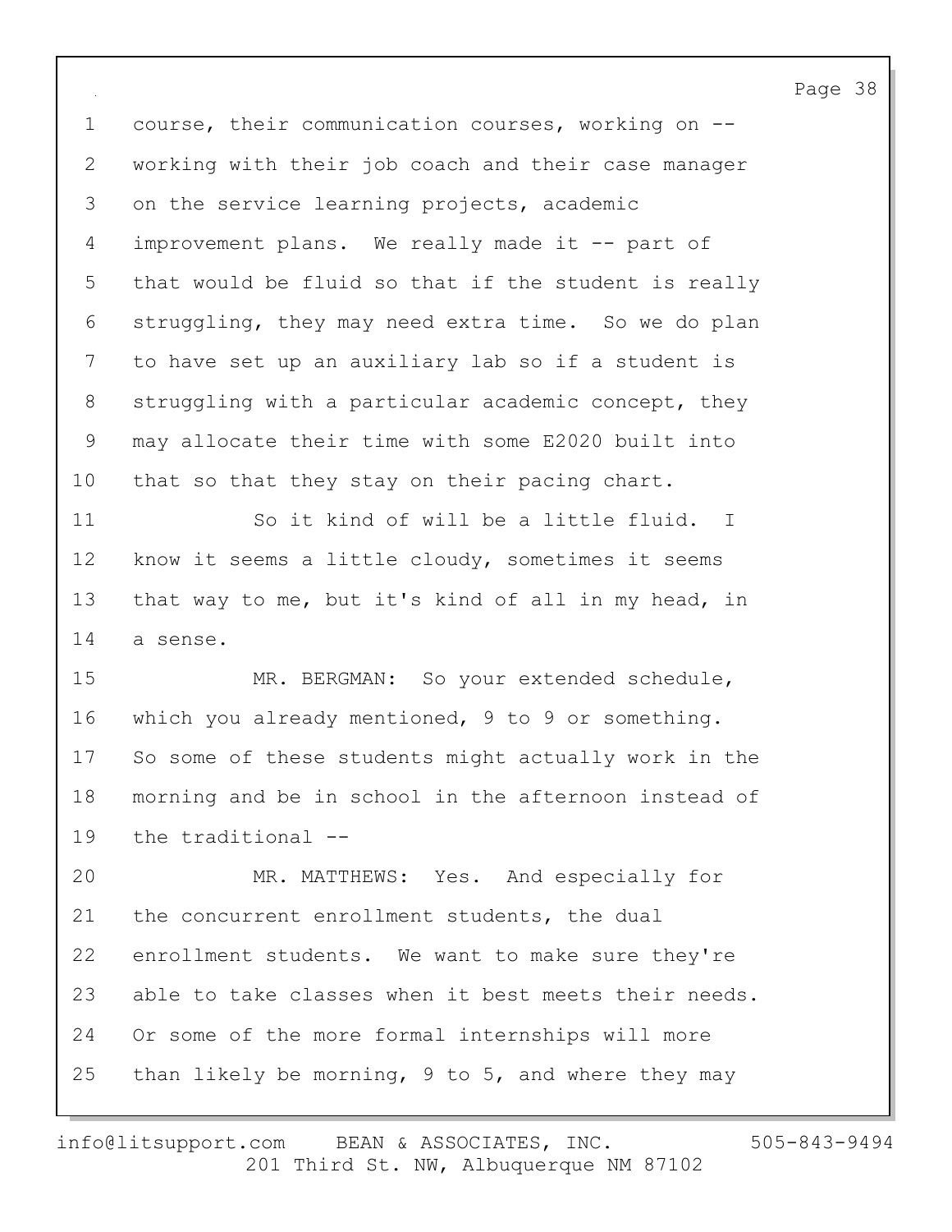course, their communication courses, working on -- working with their job coach and their case manager on the service learning projects, academic improvement plans. We really made it -- part of that would be fluid so that if the student is really struggling, they may need extra time. So we do plan to have set up an auxiliary lab so if a student is struggling with a particular academic concept, they may allocate their time with some E2020 built into that so that they stay on their pacing chart.

So it kind of will be a little fluid. I know it seems a little cloudy, sometimes it seems that way to me, but it's kind of all in my head, in a sense.

MR. BERGMAN: So your extended schedule, which you already mentioned, 9 to 9 or something. So some of these students might actually work in the morning and be in school in the afternoon instead of the traditional --

MR. MATTHEWS: Yes. And especially for the concurrent enrollment students, the dual enrollment students. We want to make sure they're able to take classes when it best meets their needs. Or some of the more formal internships will more than likely be morning, 9 to 5, and where they may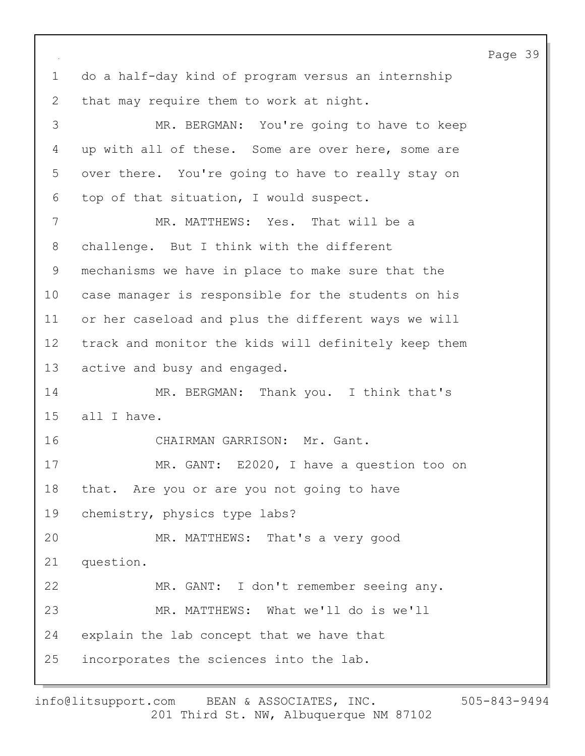1 do a half-day kind of program versus an internship
2 that may require them to work at night.
3 MR. BERGMAN: You're going to have to keep
4 up with all of these. Some are over here, some are
5 over there. You're going to have to really stay on
6 top of that situation, I would suspect.
7 MR. MATTHEWS: Yes. That will be a
8 challenge. But I think with the different
9 mechanisms we have in place to make sure that the
10 case manager is responsible for the students on his
11 or her caseload and plus the different ways we will
12 track and monitor the kids will definitely keep them
13 active and busy and engaged.
14 MR. BERGMAN: Thank you. I think that's
15 all I have.
16 CHAIRMAN GARRISON: Mr. Gant.
17 MR. GANT: E2020, I have a question too on
18 that. Are you or are you not going to have
19 chemistry, physics type labs?
20 MR. MATTHEWS: That's a very good
21 question.
22 MR. GANT: I don't remember seeing any.
23 MR. MATTHEWS: What we'll do is we'll
24 explain the lab concept that we have that
25 incorporates the sciences into the lab.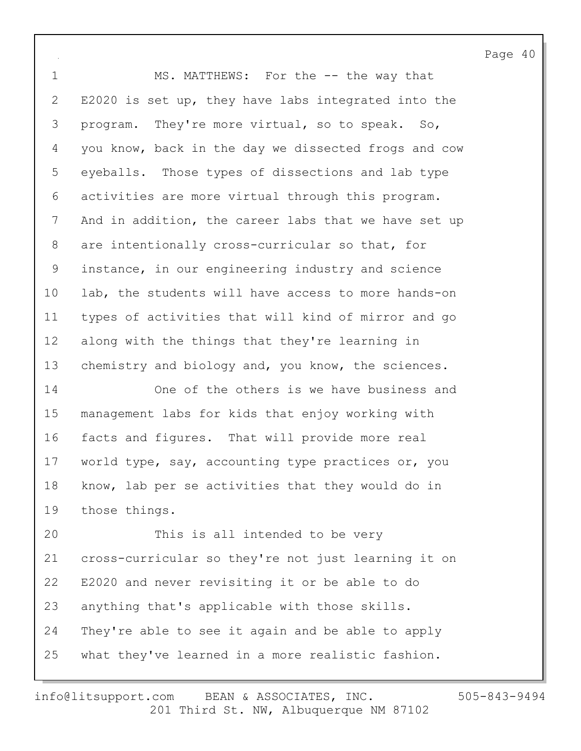MS. MATTHEWS: For the -- the way that E2020 is set up, they have labs integrated into the program. They're more virtual, so to speak. So, you know, back in the day we dissected frogs and cow eyeballs. Those types of dissections and lab type activities are more virtual through this program. And in addition, the career labs that we have set up are intentionally cross-curricular so that, for instance, in our engineering industry and science lab, the students will have access to more hands-on types of activities that will kind of mirror and go along with the things that they're learning in chemistry and biology and, you know, the sciences.

One of the others is we have business and management labs for kids that enjoy working with facts and figures. That will provide more real world type, say, accounting type practices or, you know, lab per se activities that they would do in those things.

This is all intended to be very cross-curricular so they're not just learning it on E2020 and never revisiting it or be able to do anything that's applicable with those skills. They're able to see it again and be able to apply what they've learned in a more realistic fashion.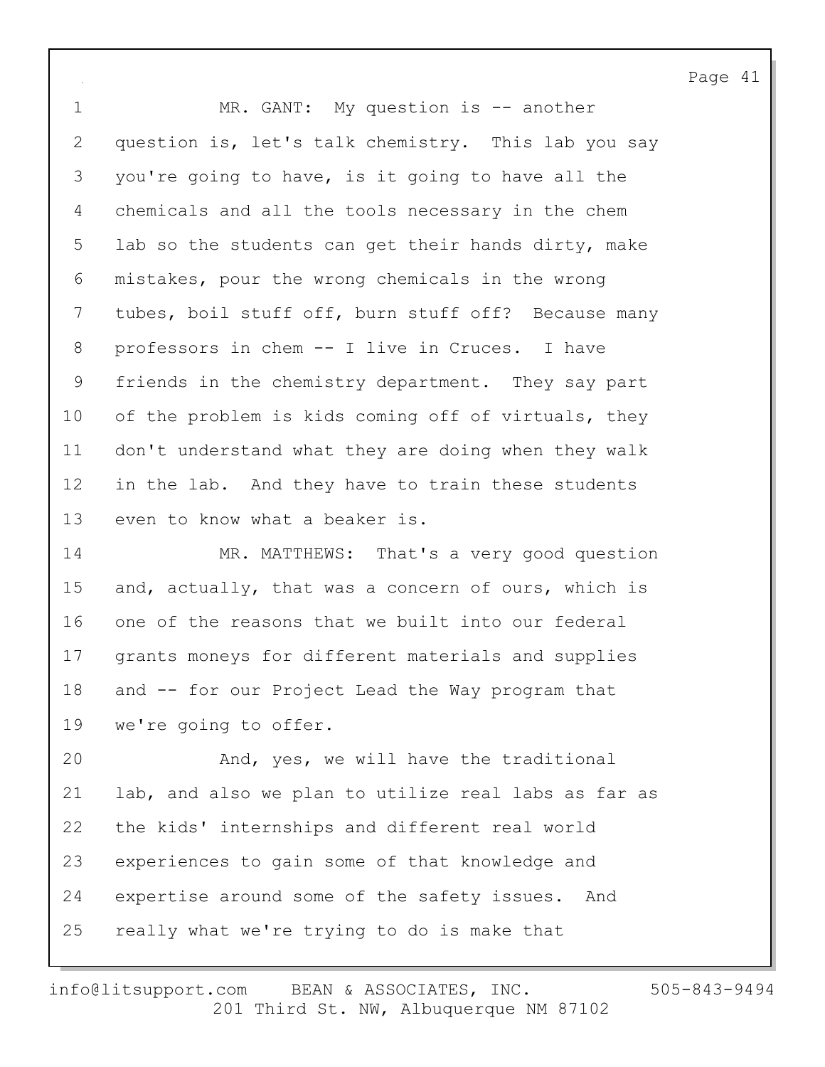MR. GANT: My question is -- another question is, let's talk chemistry. This lab you say you're going to have, is it going to have all the chemicals and all the tools necessary in the chem lab so the students can get their hands dirty, make mistakes, pour the wrong chemicals in the wrong tubes, boil stuff off, burn stuff off? Because many professors in chem -- I live in Cruces. I have friends in the chemistry department. They say part of the problem is kids coming off of virtuals, they don't understand what they are doing when they walk in the lab. And they have to train these students even to know what a beaker is.

MR. MATTHEWS: That's a very good question and, actually, that was a concern of ours, which is one of the reasons that we built into our federal grants moneys for different materials and supplies and -- for our Project Lead the Way program that we're going to offer.

And, yes, we will have the traditional lab, and also we plan to utilize real labs as far as the kids' internships and different real world experiences to gain some of that knowledge and expertise around some of the safety issues. And really what we're trying to do is make that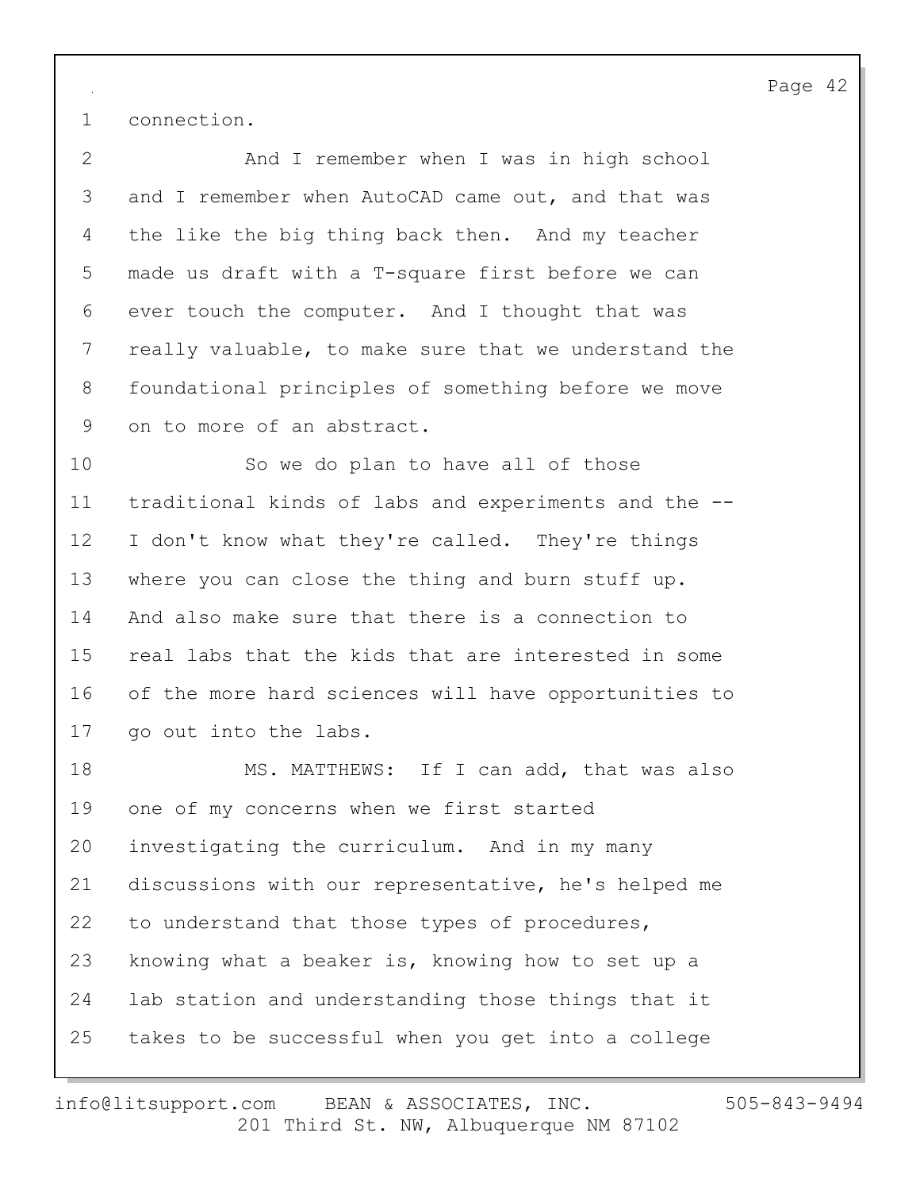connection.

And I remember when I was in high school and I remember when AutoCAD came out, and that was the like the big thing back then. And my teacher made us draft with a T-square first before we can ever touch the computer. And I thought that was really valuable, to make sure that we understand the foundational principles of something before we move on to more of an abstract.

So we do plan to have all of those traditional kinds of labs and experiments and the -- I don't know what they're called. They're things where you can close the thing and burn stuff up. And also make sure that there is a connection to real labs that the kids that are interested in some of the more hard sciences will have opportunities to go out into the labs.

MS. MATTHEWS: If I can add, that was also one of my concerns when we first started investigating the curriculum. And in my many discussions with our representative, he's helped me to understand that those types of procedures, knowing what a beaker is, knowing how to set up a lab station and understanding those things that it takes to be successful when you get into a college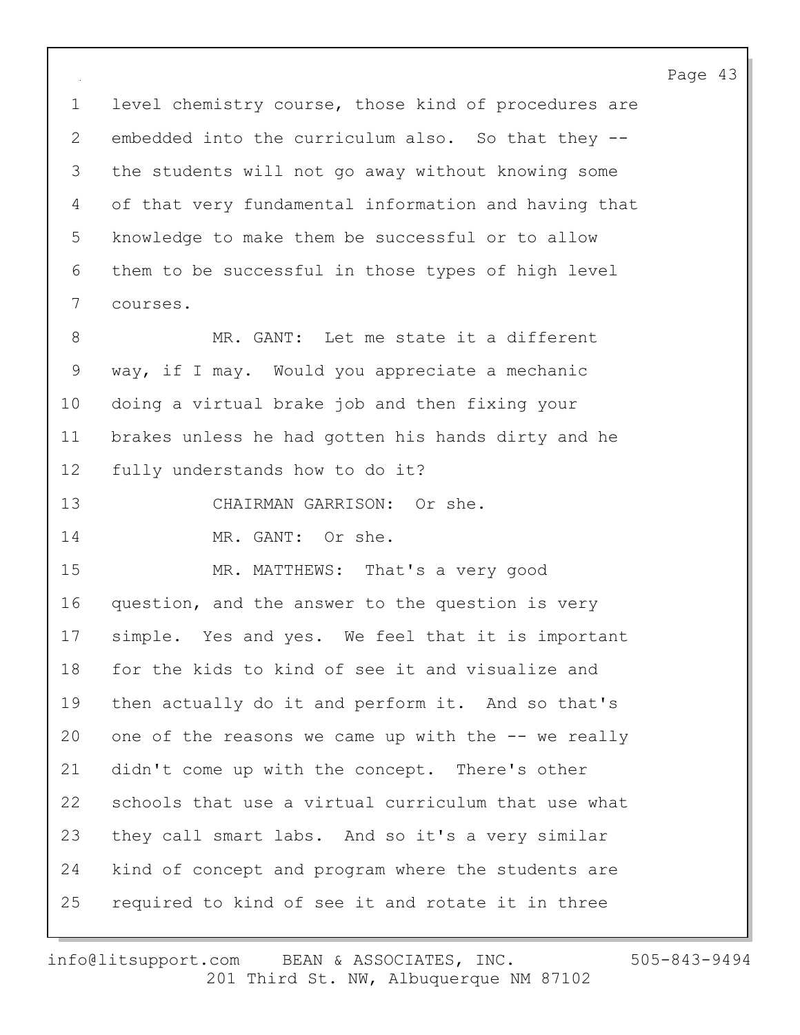level chemistry course, those kind of procedures are embedded into the curriculum also. So that they -- the students will not go away without knowing some of that very fundamental information and having that knowledge to make them be successful or to allow them to be successful in those types of high level courses.

MR. GANT: Let me state it a different way, if I may. Would you appreciate a mechanic doing a virtual brake job and then fixing your brakes unless he had gotten his hands dirty and he fully understands how to do it?

CHAIRMAN GARRISON: Or she.

MR. GANT: Or she.

MR. MATTHEWS: That's a very good question, and the answer to the question is very simple. Yes and yes. We feel that it is important for the kids to kind of see it and visualize and then actually do it and perform it. And so that's one of the reasons we came up with the -- we really didn't come up with the concept. There's other schools that use a virtual curriculum that use what they call smart labs. And so it's a very similar kind of concept and program where the students are required to kind of see it and rotate it in three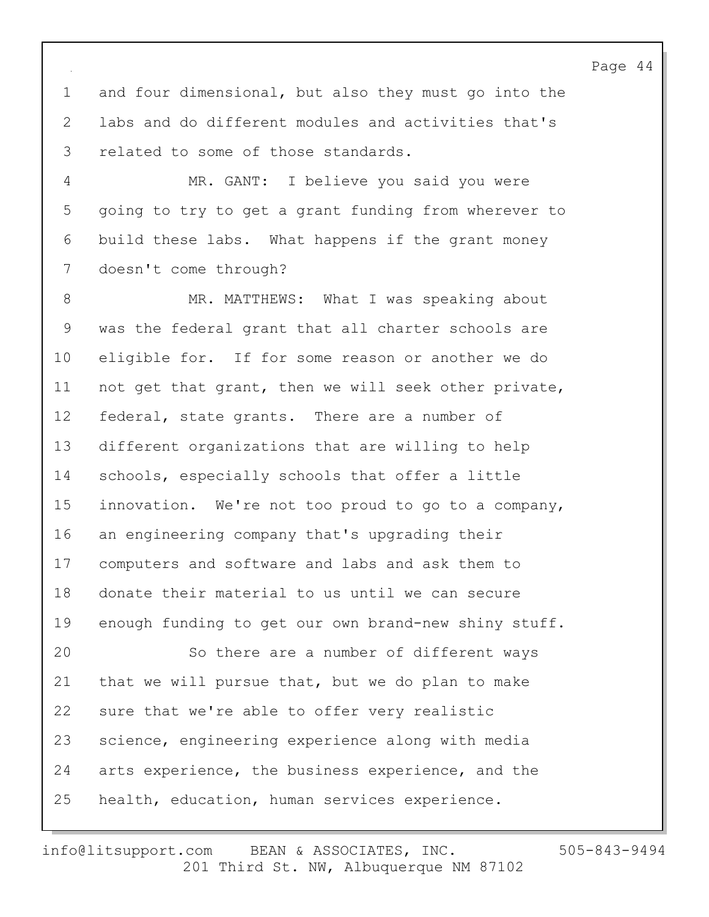and four dimensional, but also they must go into the labs and do different modules and activities that's related to some of those standards.

MR. GANT: I believe you said you were going to try to get a grant funding from wherever to build these labs. What happens if the grant money doesn't come through?

MR. MATTHEWS: What I was speaking about was the federal grant that all charter schools are eligible for. If for some reason or another we do not get that grant, then we will seek other private, federal, state grants. There are a number of different organizations that are willing to help schools, especially schools that offer a little innovation. We're not too proud to go to a company, an engineering company that's upgrading their computers and software and labs and ask them to donate their material to us until we can secure enough funding to get our own brand-new shiny stuff.

So there are a number of different ways that we will pursue that, but we do plan to make sure that we're able to offer very realistic science, engineering experience along with media arts experience, the business experience, and the health, education, human services experience.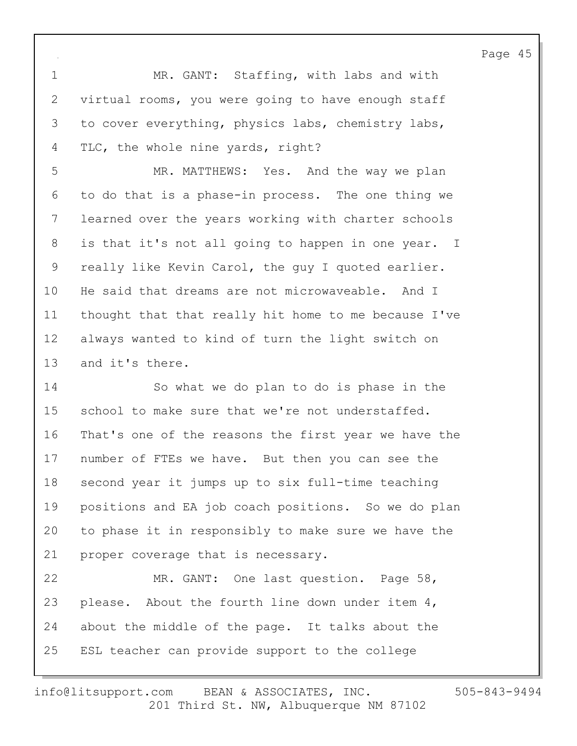MR. GANT: Staffing, with labs and with virtual rooms, you were going to have enough staff to cover everything, physics labs, chemistry labs, TLC, the whole nine yards, right?

MR. MATTHEWS: Yes. And the way we plan to do that is a phase-in process. The one thing we learned over the years working with charter schools is that it's not all going to happen in one year. I really like Kevin Carol, the guy I quoted earlier. He said that dreams are not microwaveable. And I thought that that really hit home to me because I've always wanted to kind of turn the light switch on and it's there.

So what we do plan to do is phase in the school to make sure that we're not understaffed. That's one of the reasons the first year we have the number of FTEs we have. But then you can see the second year it jumps up to six full-time teaching positions and EA job coach positions. So we do plan to phase it in responsibly to make sure we have the proper coverage that is necessary.

MR. GANT: One last question. Page 58, please. About the fourth line down under item 4, about the middle of the page. It talks about the ESL teacher can provide support to the college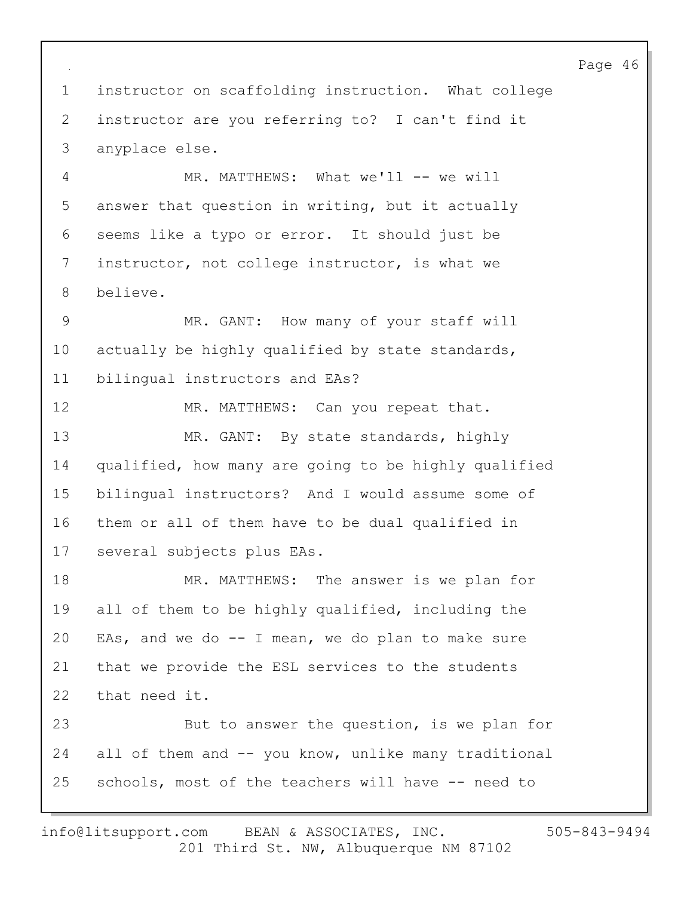instructor on scaffolding instruction. What college instructor are you referring to? I can't find it anyplace else.

MR. MATTHEWS: What we'll -- we will answer that question in writing, but it actually seems like a typo or error. It should just be instructor, not college instructor, is what we believe.

MR. GANT: How many of your staff will actually be highly qualified by state standards, bilingual instructors and EAs?

MR. MATTHEWS: Can you repeat that.

MR. GANT: By state standards, highly qualified, how many are going to be highly qualified bilingual instructors? And I would assume some of them or all of them have to be dual qualified in several subjects plus EAs.

MR. MATTHEWS: The answer is we plan for all of them to be highly qualified, including the EAs, and we do -- I mean, we do plan to make sure that we provide the ESL services to the students that need it.

But to answer the question, is we plan for all of them and -- you know, unlike many traditional schools, most of the teachers will have -- need to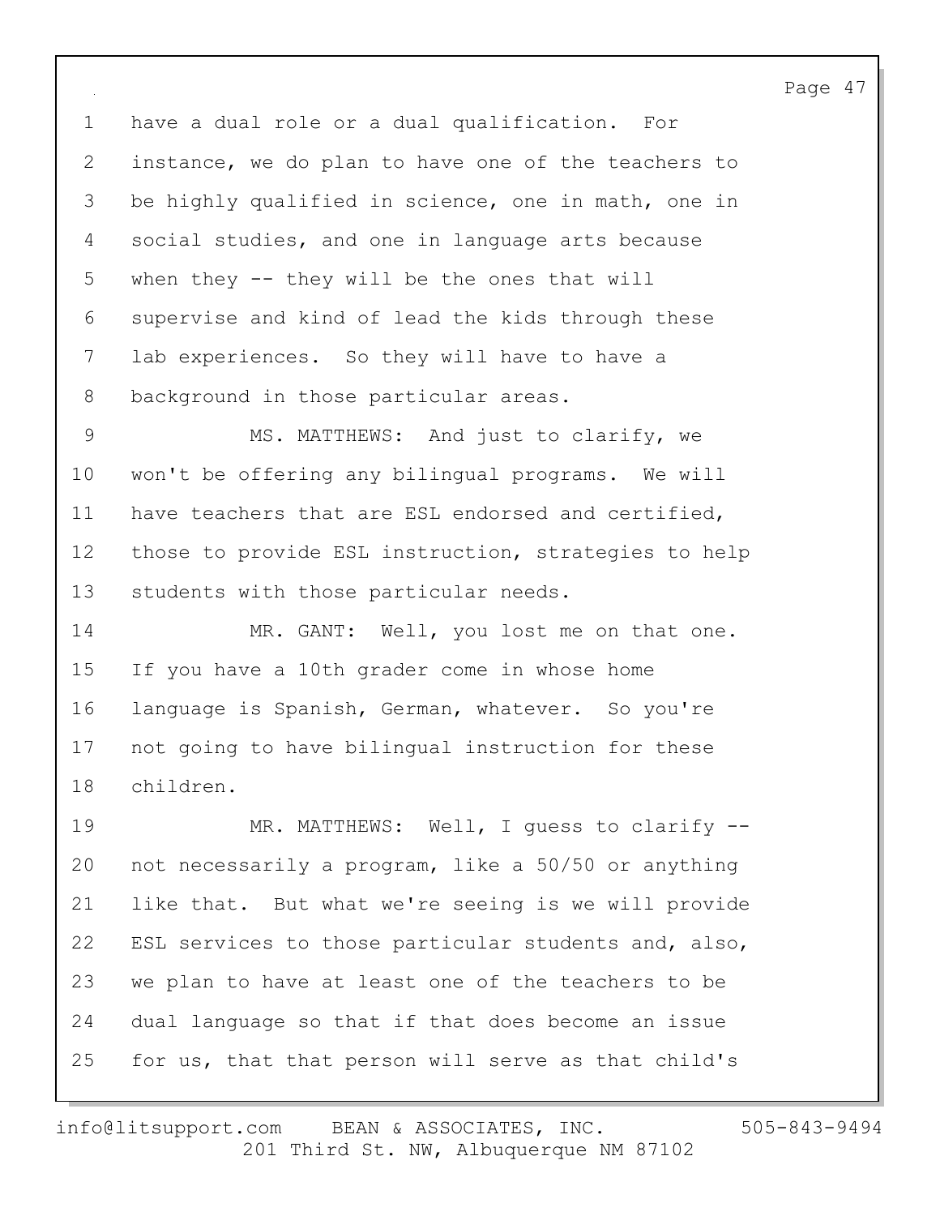have a dual role or a dual qualification. For instance, we do plan to have one of the teachers to be highly qualified in science, one in math, one in social studies, and one in language arts because when they -- they will be the ones that will supervise and kind of lead the kids through these lab experiences. So they will have to have a background in those particular areas.

MS. MATTHEWS: And just to clarify, we won't be offering any bilingual programs. We will have teachers that are ESL endorsed and certified, those to provide ESL instruction, strategies to help students with those particular needs.

MR. GANT: Well, you lost me on that one. If you have a 10th grader come in whose home language is Spanish, German, whatever. So you're not going to have bilingual instruction for these children.

MR. MATTHEWS: Well, I guess to clarify -- not necessarily a program, like a 50/50 or anything like that. But what we're seeing is we will provide ESL services to those particular students and, also, we plan to have at least one of the teachers to be dual language so that if that does become an issue for us, that that person will serve as that child's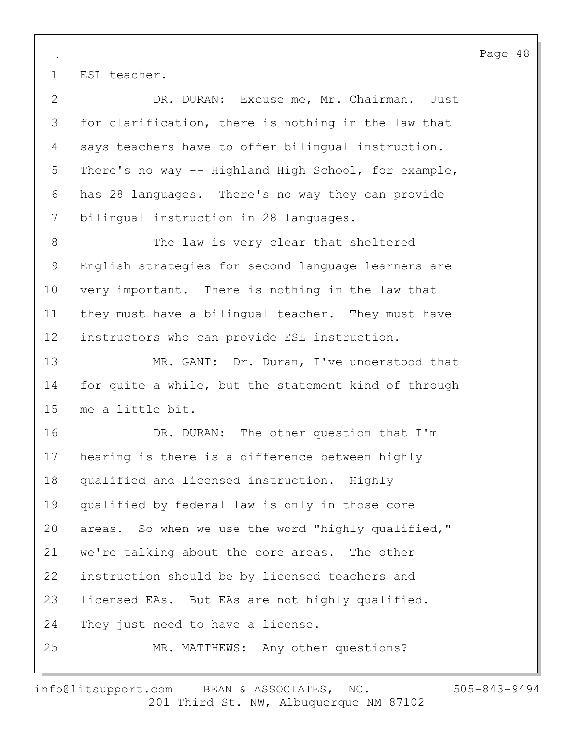1 ESL teacher.

2 DR. DURAN: Excuse me, Mr. Chairman. Just
3 for clarification, there is nothing in the law that
4 says teachers have to offer bilingual instruction.
5 There's no way -- Highland High School, for example,
6 has 28 languages. There's no way they can provide
7 bilingual instruction in 28 languages.

8 The law is very clear that sheltered
9 English strategies for second language learners are
10 very important. There is nothing in the law that
11 they must have a bilingual teacher. They must have
12 instructors who can provide ESL instruction.

13 MR. GANT: Dr. Duran, I've understood that
14 for quite a while, but the statement kind of through
15 me a little bit.

16 DR. DURAN: The other question that I'm
17 hearing is there is a difference between highly
18 qualified and licensed instruction. Highly
19 qualified by federal law is only in those core
20 areas. So when we use the word "highly qualified,"
21 we're talking about the core areas. The other
22 instruction should be by licensed teachers and
23 licensed EAs. But EAs are not highly qualified.
24 They just need to have a license.

25 MR. MATTHEWS: Any other questions?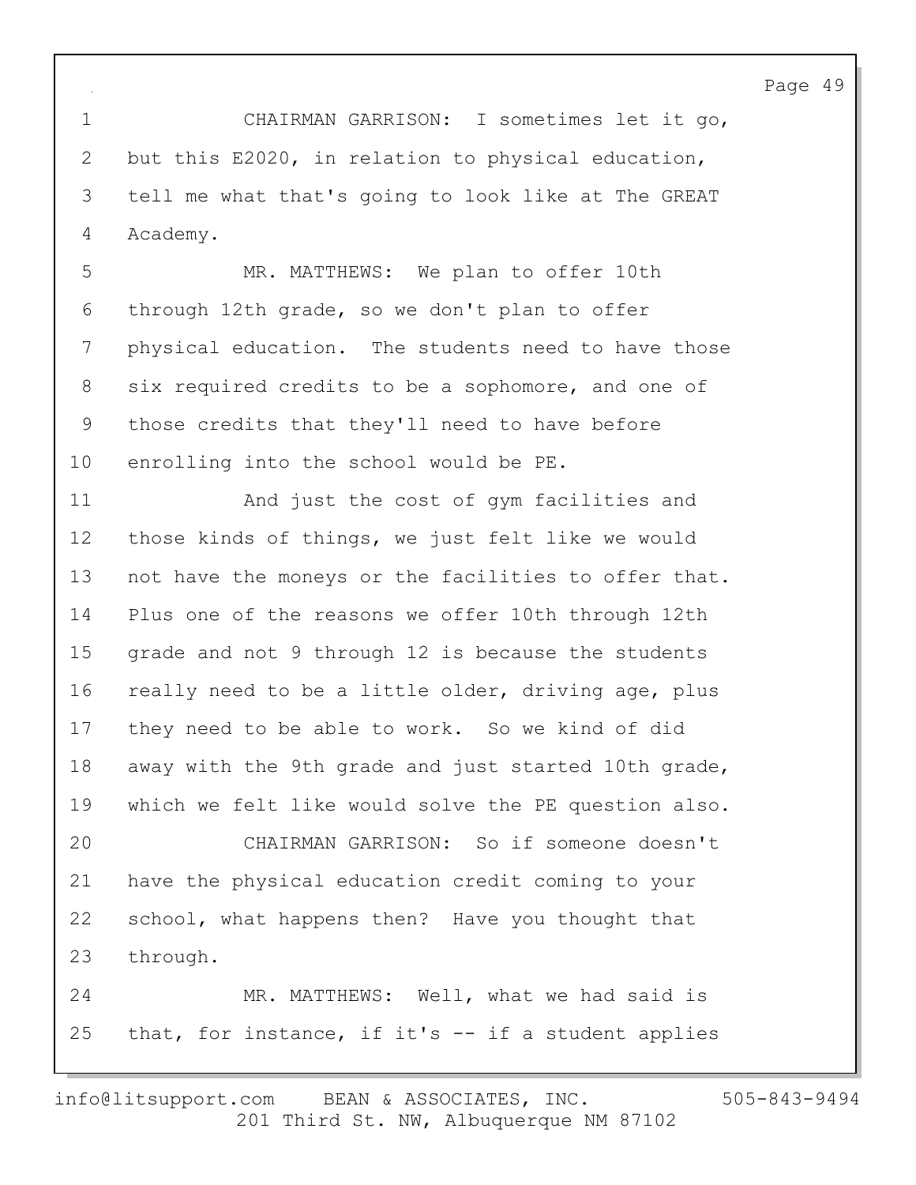CHAIRMAN GARRISON: I sometimes let it go, but this E2020, in relation to physical education, tell me what that's going to look like at The GREAT Academy.

MR. MATTHEWS: We plan to offer 10th through 12th grade, so we don't plan to offer physical education. The students need to have those six required credits to be a sophomore, and one of those credits that they'll need to have before enrolling into the school would be PE.

And just the cost of gym facilities and those kinds of things, we just felt like we would not have the moneys or the facilities to offer that. Plus one of the reasons we offer 10th through 12th grade and not 9 through 12 is because the students really need to be a little older, driving age, plus they need to be able to work. So we kind of did away with the 9th grade and just started 10th grade, which we felt like would solve the PE question also.

CHAIRMAN GARRISON: So if someone doesn't have the physical education credit coming to your school, what happens then? Have you thought that through.

MR. MATTHEWS: Well, what we had said is that, for instance, if it's -- if a student applies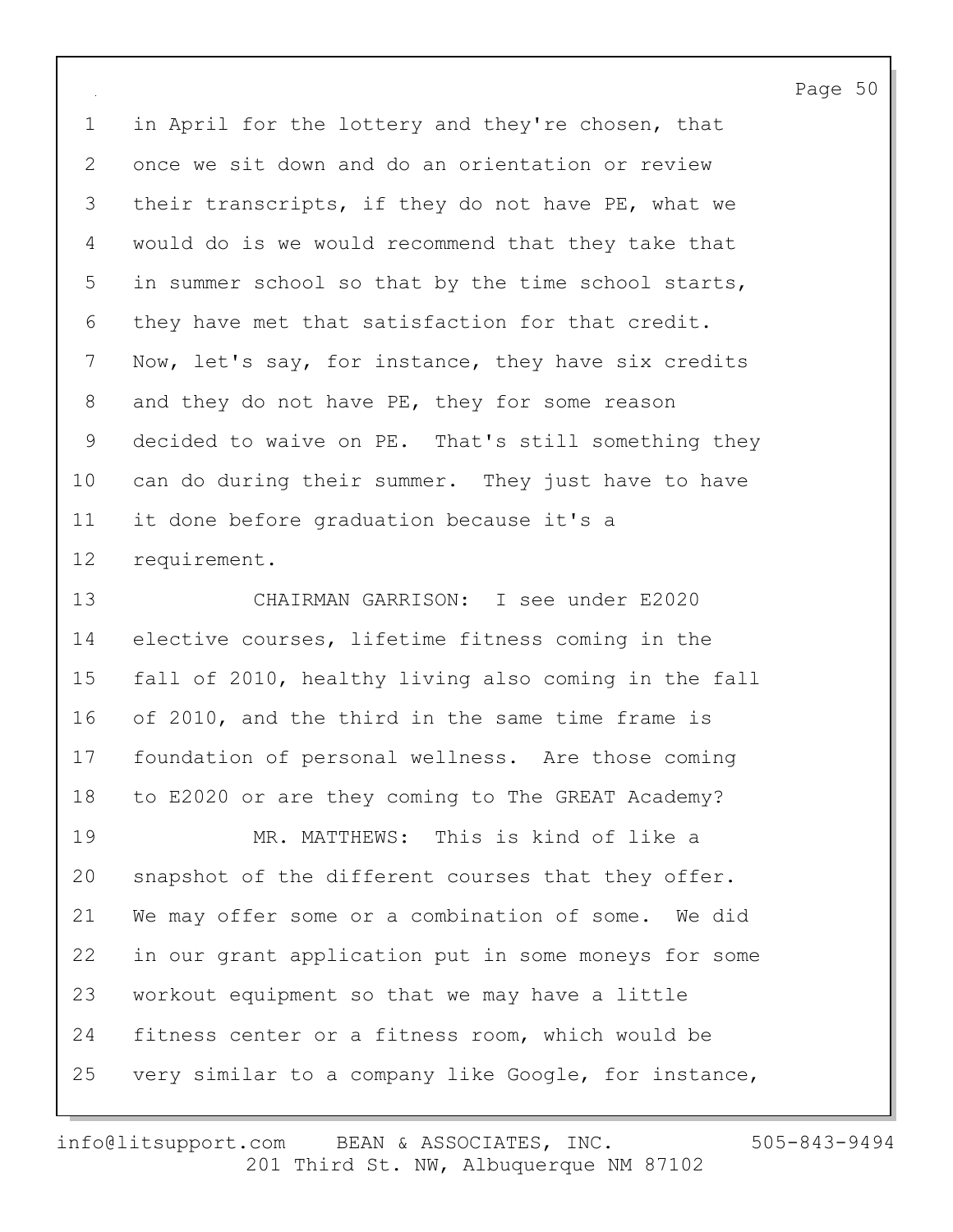in April for the lottery and they're chosen, that once we sit down and do an orientation or review their transcripts, if they do not have PE, what we would do is we would recommend that they take that in summer school so that by the time school starts, they have met that satisfaction for that credit. Now, let's say, for instance, they have six credits and they do not have PE, they for some reason decided to waive on PE. That's still something they can do during their summer. They just have to have it done before graduation because it's a requirement.

CHAIRMAN GARRISON: I see under E2020 elective courses, lifetime fitness coming in the fall of 2010, healthy living also coming in the fall of 2010, and the third in the same time frame is foundation of personal wellness. Are those coming to E2020 or are they coming to The GREAT Academy?

MR. MATTHEWS: This is kind of like a snapshot of the different courses that they offer. We may offer some or a combination of some. We did in our grant application put in some moneys for some workout equipment so that we may have a little fitness center or a fitness room, which would be very similar to a company like Google, for instance,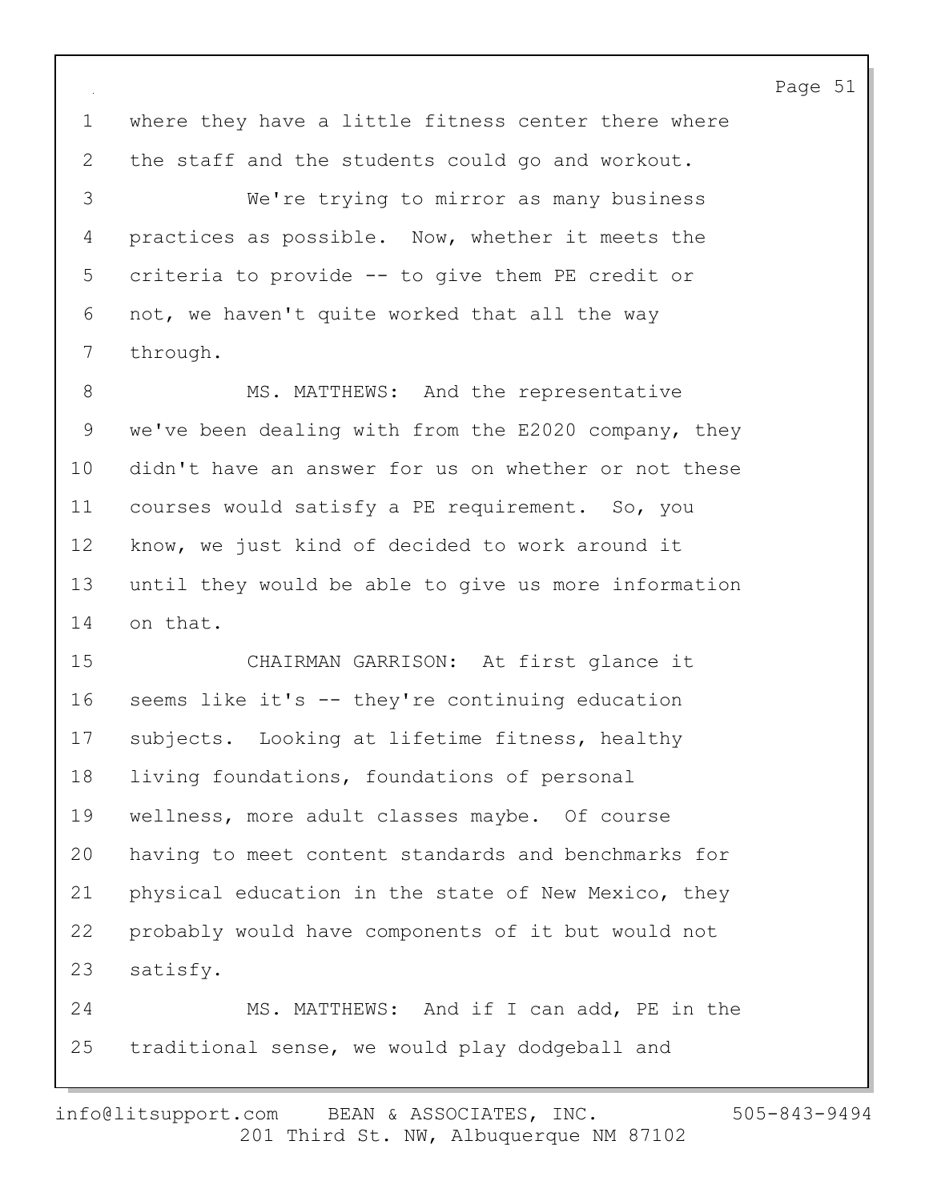where they have a little fitness center there where the staff and the students could go and workout.

We're trying to mirror as many business practices as possible. Now, whether it meets the criteria to provide -- to give them PE credit or not, we haven't quite worked that all the way through.

MS. MATTHEWS: And the representative we've been dealing with from the E2020 company, they didn't have an answer for us on whether or not these courses would satisfy a PE requirement. So, you know, we just kind of decided to work around it until they would be able to give us more information on that.

CHAIRMAN GARRISON: At first glance it seems like it's -- they're continuing education subjects. Looking at lifetime fitness, healthy living foundations, foundations of personal wellness, more adult classes maybe. Of course having to meet content standards and benchmarks for physical education in the state of New Mexico, they probably would have components of it but would not satisfy.

MS. MATTHEWS: And if I can add, PE in the traditional sense, we would play dodgeball and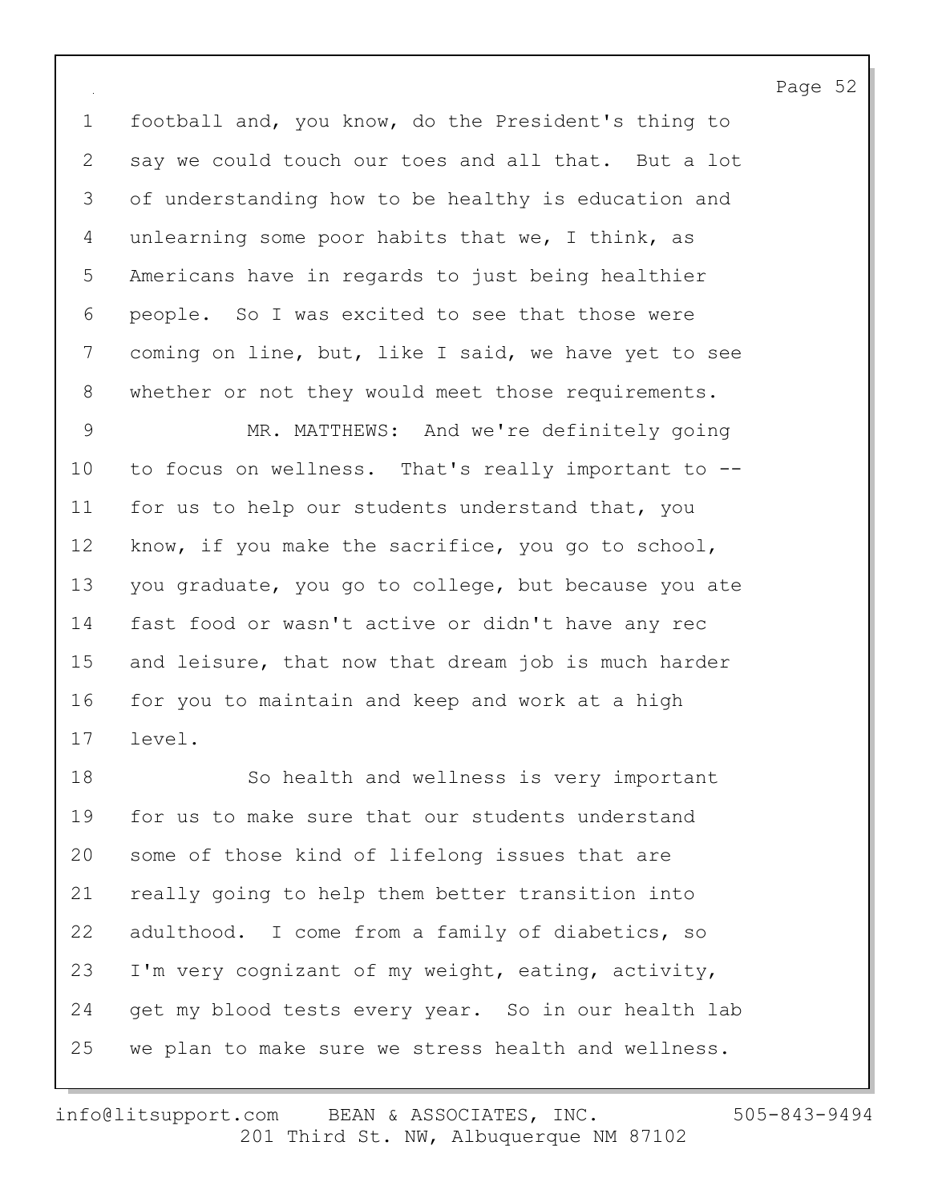football and, you know, do the President's thing to say we could touch our toes and all that. But a lot of understanding how to be healthy is education and unlearning some poor habits that we, I think, as Americans have in regards to just being healthier people. So I was excited to see that those were coming on line, but, like I said, we have yet to see whether or not they would meet those requirements.

MR. MATTHEWS: And we're definitely going to focus on wellness. That's really important to -- for us to help our students understand that, you know, if you make the sacrifice, you go to school, you graduate, you go to college, but because you ate fast food or wasn't active or didn't have any rec and leisure, that now that dream job is much harder for you to maintain and keep and work at a high level.

So health and wellness is very important for us to make sure that our students understand some of those kind of lifelong issues that are really going to help them better transition into adulthood. I come from a family of diabetics, so I'm very cognizant of my weight, eating, activity, get my blood tests every year. So in our health lab we plan to make sure we stress health and wellness.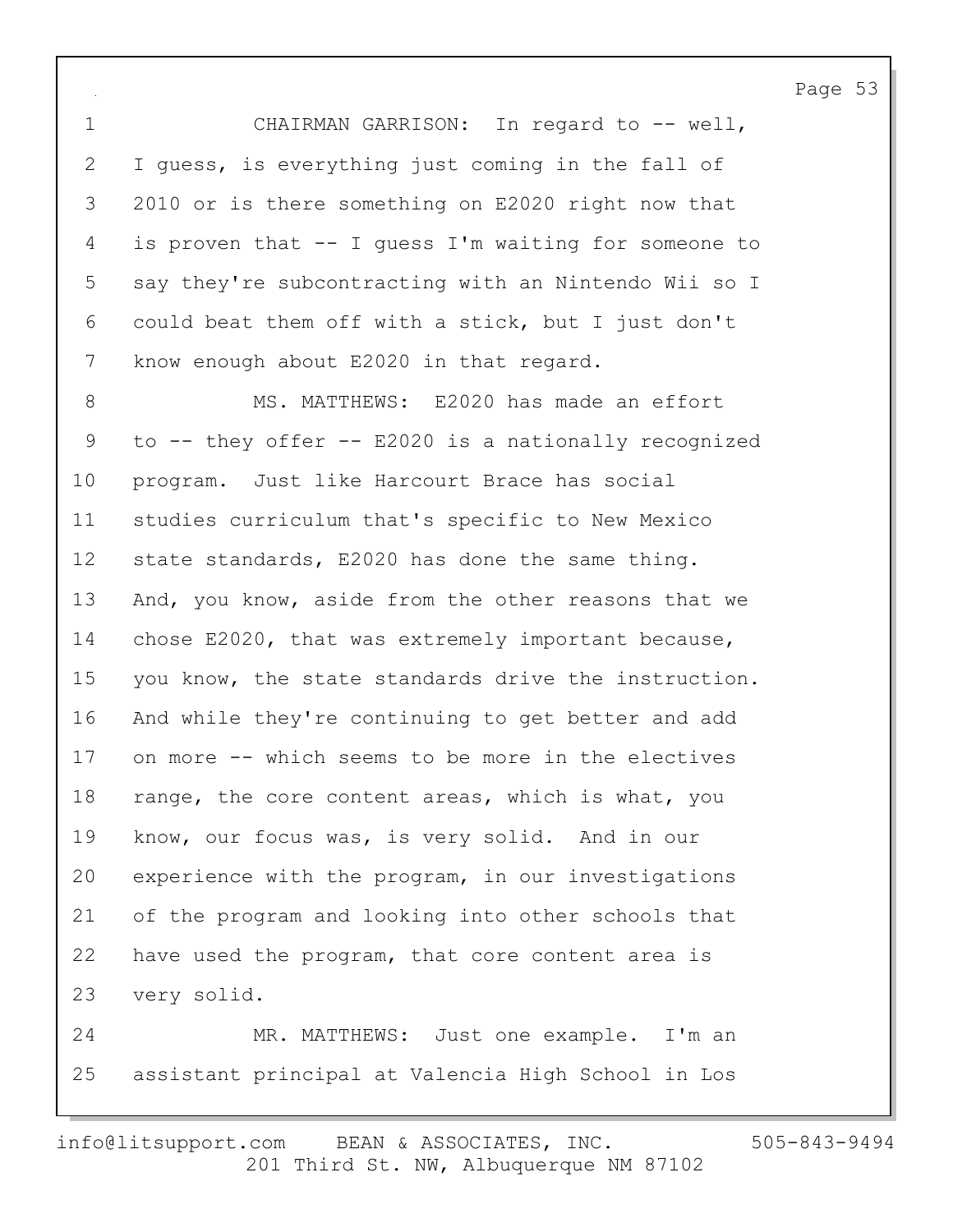CHAIRMAN GARRISON: In regard to -- well, I guess, is everything just coming in the fall of 2010 or is there something on E2020 right now that is proven that -- I guess I'm waiting for someone to say they're subcontracting with an Nintendo Wii so I could beat them off with a stick, but I just don't know enough about E2020 in that regard.

MS. MATTHEWS: E2020 has made an effort to -- they offer -- E2020 is a nationally recognized program. Just like Harcourt Brace has social studies curriculum that's specific to New Mexico state standards, E2020 has done the same thing. And, you know, aside from the other reasons that we chose E2020, that was extremely important because, you know, the state standards drive the instruction. And while they're continuing to get better and add on more -- which seems to be more in the electives range, the core content areas, which is what, you know, our focus was, is very solid. And in our experience with the program, in our investigations of the program and looking into other schools that have used the program, that core content area is very solid.

MR. MATTHEWS: Just one example. I'm an assistant principal at Valencia High School in Los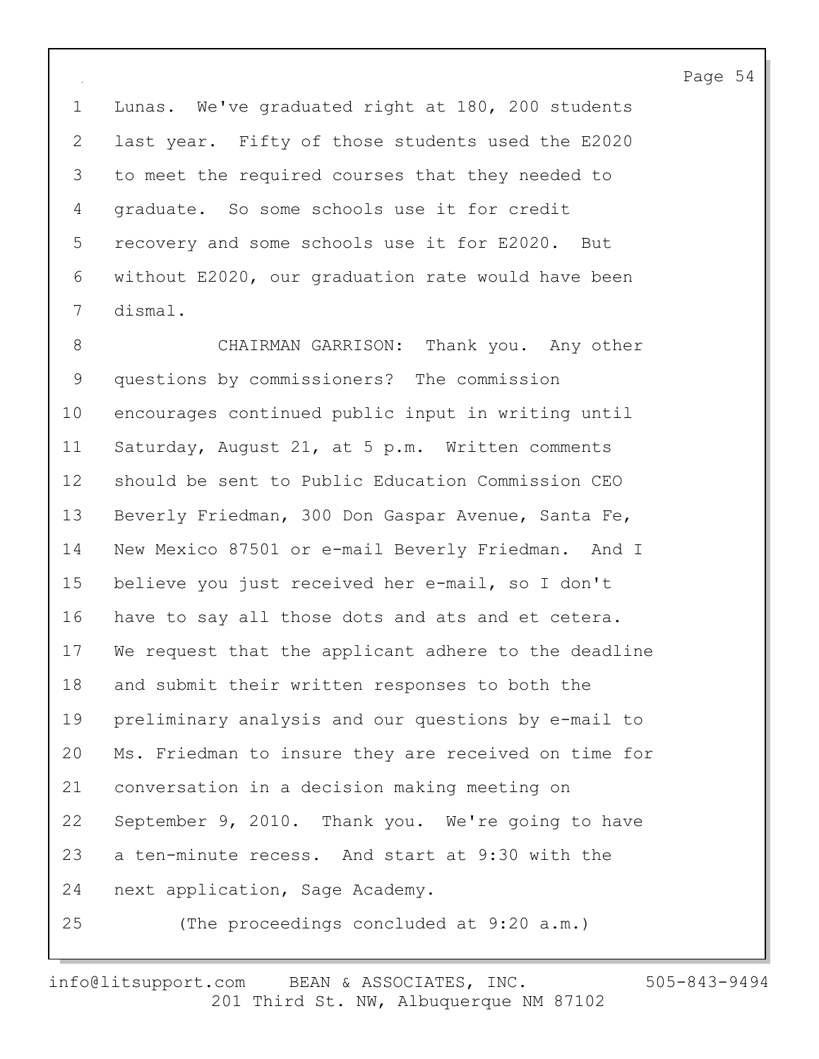1 Lunas. We've graduated right at 180, 200 students
2 last year. Fifty of those students used the E2020
3 to meet the required courses that they needed to
4 graduate. So some schools use it for credit
5 recovery and some schools use it for E2020. But
6 without E2020, our graduation rate would have been
7 dismal.
8 CHAIRMAN GARRISON: Thank you. Any other
9 questions by commissioners? The commission
10 encourages continued public input in writing until
11 Saturday, August 21, at 5 p.m. Written comments
12 should be sent to Public Education Commission CEO
13 Beverly Friedman, 300 Don Gaspar Avenue, Santa Fe,
14 New Mexico 87501 or e-mail Beverly Friedman. And I
15 believe you just received her e-mail, so I don't
16 have to say all those dots and ats and et cetera.
17 We request that the applicant adhere to the deadline
18 and submit their written responses to both the
19 preliminary analysis and our questions by e-mail to
20 Ms. Friedman to insure they are received on time for
21 conversation in a decision making meeting on
22 September 9, 2010. Thank you. We're going to have
23 a ten-minute recess. And start at 9:30 with the
24 next application, Sage Academy.
25 (The proceedings concluded at 9:20 a.m.)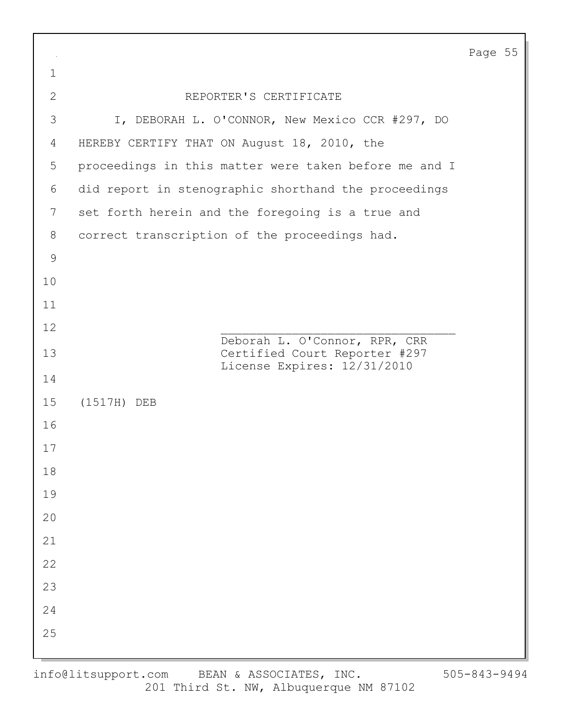## REPORTER'S CERTIFICATE

I, DEBORAH L. O'CONNOR, New Mexico CCR #297, DO HEREBY CERTIFY THAT ON August 18, 2010, the proceedings in this matter were taken before me and I did report in stenographic shorthand the proceedings set forth herein and the foregoing is a true and correct transcription of the proceedings had.

\_\_\_\_\_\_\_\_\_\_\_\_\_\_\_\_\_\_\_\_\_\_\_\_\_\_\_\_\_\_\_\_\_\_
Deborah L. O'Connor, RPR, CRR
Certified Court Reporter #297
License Expires: 12/31/2010

(1517H) DEB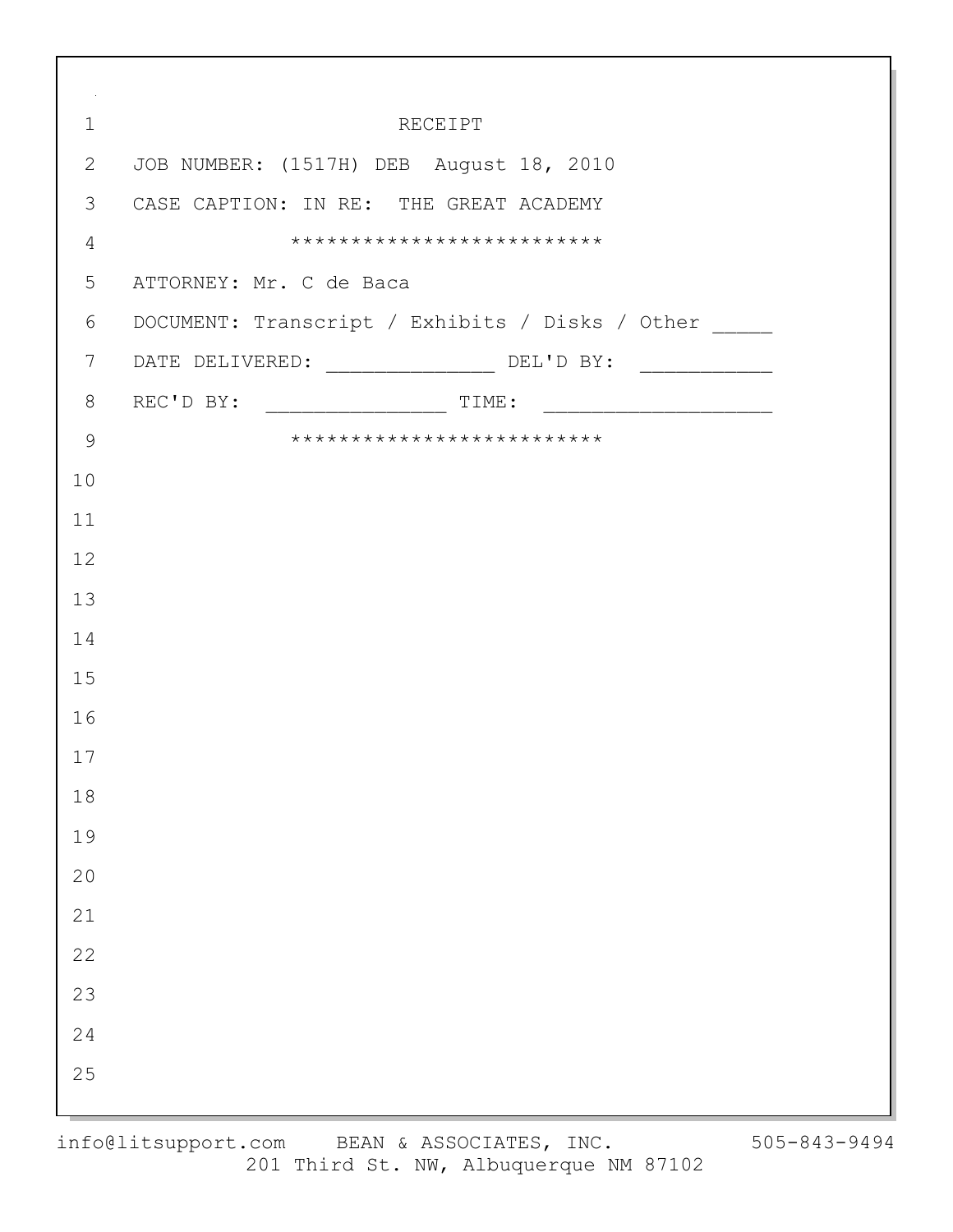# RECEIPT

JOB NUMBER: (1517H) DEB August 18, 2010

CASE CAPTION: IN RE: THE GREAT ACADEMY

*************************

ATTORNEY: Mr. C de Baca

DOCUMENT: Transcript / Exhibits / Disks / Other _____

DATE DELIVERED: ______________ DEL'D BY: ___________

REC'D BY: _______________ TIME: ___________________

*************************